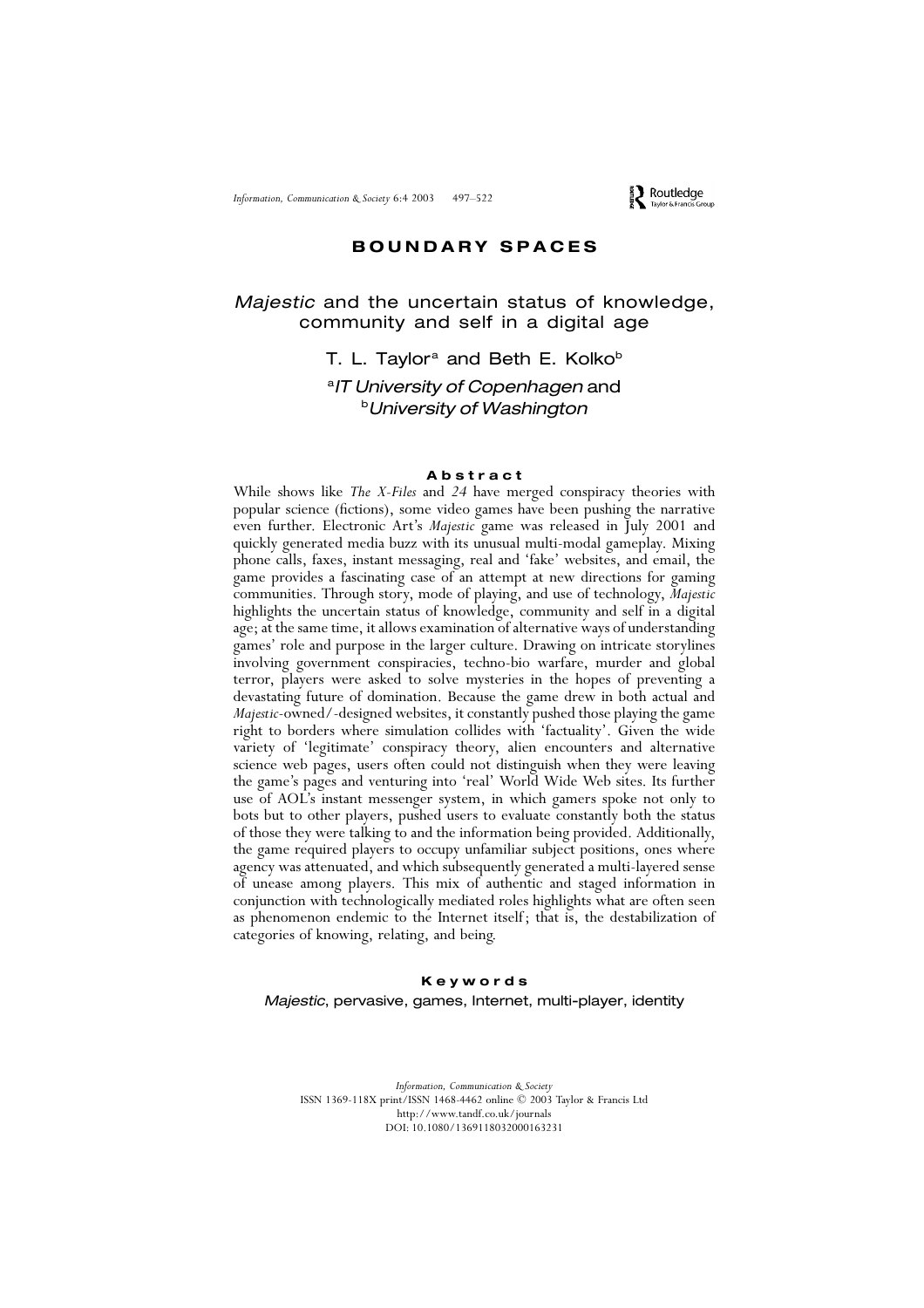# BOUNDARY SPACES

## *Majestic* and the uncertain status of knowledge, community and self in a digital age

T. L. Taylor[a] and Beth E. Kolko[b]

[a]*IT University of Copenhagen* and [b]*University of Washington*

### Abstract

While shows like *The X-Files* and *24* have merged conspiracy theories with popular science (fictions), some video games have been pushing the narrative even further. Electronic Art's *Majestic* game was released in July 2001 and quickly generated media buzz with its unusual multi-modal gameplay. Mixing phone calls, faxes, instant messaging, real and 'fake' websites, and email, the game provides a fascinating case of an attempt at new directions for gaming communities. Through story, mode of playing, and use of technology, *Majestic* highlights the uncertain status of knowledge, community and self in a digital age; at the same time, it allows examination of alternative ways of understanding games' role and purpose in the larger culture. Drawing on intricate storylines involving government conspiracies, techno-bio warfare, murder and global terror, players were asked to solve mysteries in the hopes of preventing a devastating future of domination. Because the game drew in both actual and *Majestic*-owned/-designed websites, it constantly pushed those playing the game right to borders where simulation collides with 'factuality'. Given the wide variety of 'legitimate' conspiracy theory, alien encounters and alternative science web pages, users often could not distinguish when they were leaving the game's pages and venturing into 'real' World Wide Web sites. Its further use of AOL's instant messenger system, in which gamers spoke not only to bots but to other players, pushed users to evaluate constantly both the status of those they were talking to and the information being provided. Additionally, the game required players to occupy unfamiliar subject positions, ones where agency was attenuated, and which subsequently generated a multi-layered sense of unease among players. This mix of authentic and staged information in conjunction with technologically mediated roles highlights what are often seen as phenomenon endemic to the Internet itself; that is, the destabilization of categories of knowing, relating, and being.

### Keywords

*Majestic*, pervasive, games, Internet, multi-player, identity

*Information, Communication & Society*
ISSN 1369-118X print/ISSN 1468-4462 online © 2003 Taylor & Francis Ltd
http://www.tandf.co.uk/journals
DOI: 10.1080/1369118032000163231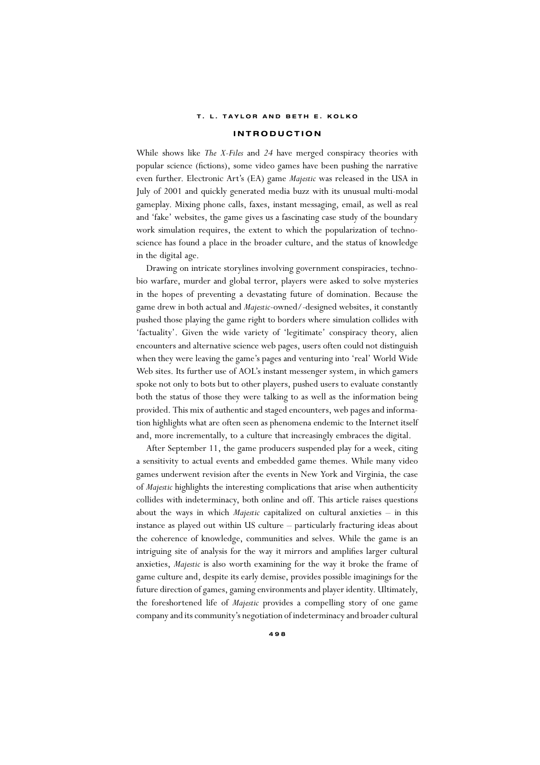T. L. TAYLOR AND BETH E. KOLKO

## INTRODUCTION

While shows like *The X-Files* and *24* have merged conspiracy theories with popular science (fictions), some video games have been pushing the narrative even further. Electronic Art's (EA) game *Majestic* was released in the USA in July of 2001 and quickly generated media buzz with its unusual multi-modal gameplay. Mixing phone calls, faxes, instant messaging, email, as well as real and 'fake' websites, the game gives us a fascinating case study of the boundary work simulation requires, the extent to which the popularization of techno-science has found a place in the broader culture, and the status of knowledge in the digital age.

Drawing on intricate storylines involving government conspiracies, techno-bio warfare, murder and global terror, players were asked to solve mysteries in the hopes of preventing a devastating future of domination. Because the game drew in both actual and *Majestic*-owned/-designed websites, it constantly pushed those playing the game right to borders where simulation collides with 'factuality'. Given the wide variety of 'legitimate' conspiracy theory, alien encounters and alternative science web pages, users often could not distinguish when they were leaving the game's pages and venturing into 'real' World Wide Web sites. Its further use of AOL's instant messenger system, in which gamers spoke not only to bots but to other players, pushed users to evaluate constantly both the status of those they were talking to as well as the information being provided. This mix of authentic and staged encounters, web pages and information highlights what are often seen as phenomena endemic to the Internet itself and, more incrementally, to a culture that increasingly embraces the digital.

After September 11, the game producers suspended play for a week, citing a sensitivity to actual events and embedded game themes. While many video games underwent revision after the events in New York and Virginia, the case of *Majestic* highlights the interesting complications that arise when authenticity collides with indeterminacy, both online and off. This article raises questions about the ways in which *Majestic* capitalized on cultural anxieties – in this instance as played out within US culture – particularly fracturing ideas about the coherence of knowledge, communities and selves. While the game is an intriguing site of analysis for the way it mirrors and amplifies larger cultural anxieties, *Majestic* is also worth examining for the way it broke the frame of game culture and, despite its early demise, provides possible imaginings for the future direction of games, gaming environments and player identity. Ultimately, the foreshortened life of *Majestic* provides a compelling story of one game company and its community's negotiation of indeterminacy and broader cultural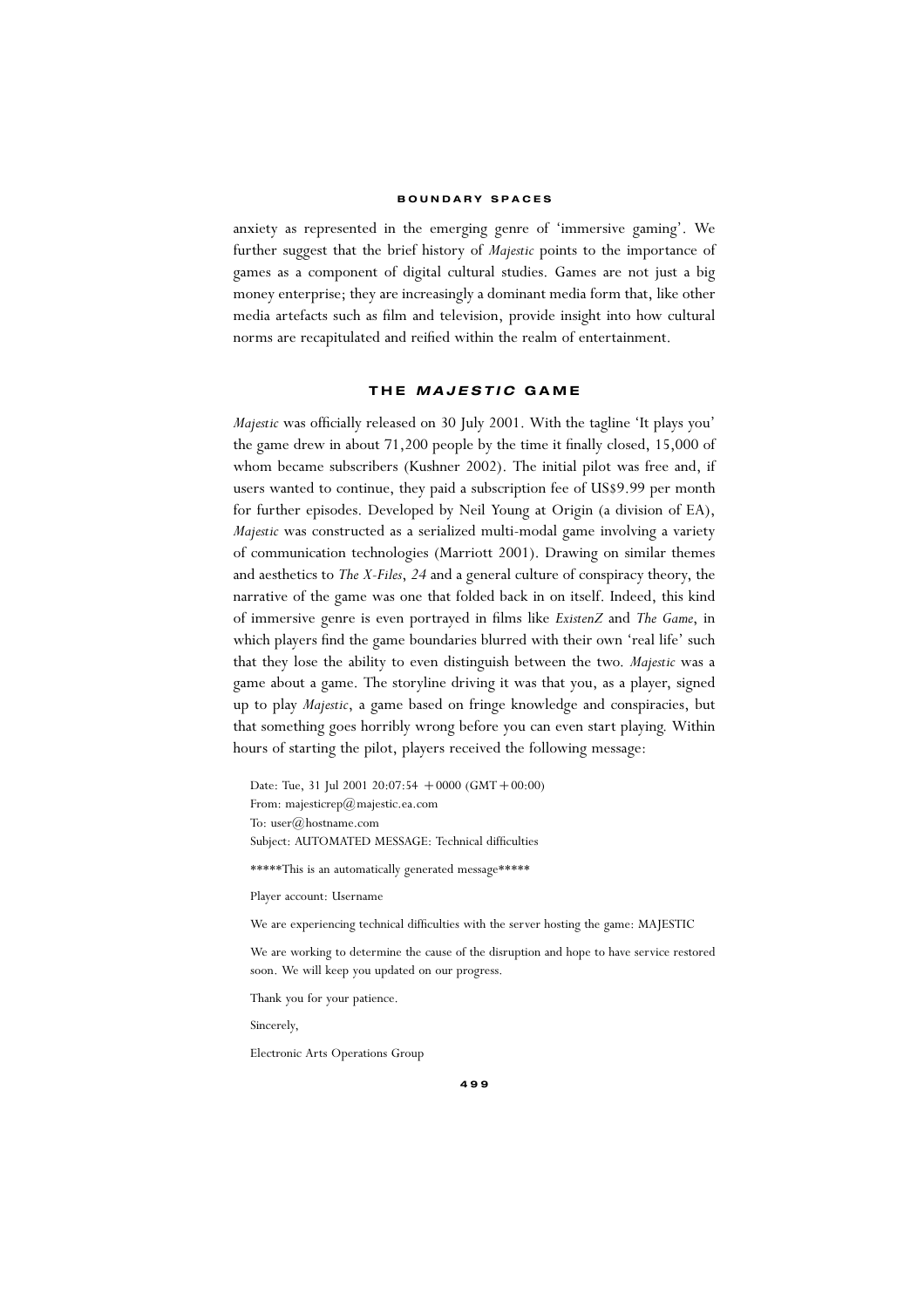anxiety as represented in the emerging genre of 'immersive gaming'. We further suggest that the brief history of *Majestic* points to the importance of games as a component of digital cultural studies. Games are not just a big money enterprise; they are increasingly a dominant media form that, like other media artefacts such as film and television, provide insight into how cultural norms are recapitulated and reified within the realm of entertainment.

## THE *MAJESTIC* GAME

*Majestic* was officially released on 30 July 2001. With the tagline 'It plays you' the game drew in about 71,200 people by the time it finally closed, 15,000 of whom became subscribers (Kushner 2002). The initial pilot was free and, if users wanted to continue, they paid a subscription fee of US$9.99 per month for further episodes. Developed by Neil Young at Origin (a division of EA), *Majestic* was constructed as a serialized multi-modal game involving a variety of communication technologies (Marriott 2001). Drawing on similar themes and aesthetics to *The X-Files*, *24* and a general culture of conspiracy theory, the narrative of the game was one that folded back in on itself. Indeed, this kind of immersive genre is even portrayed in films like *ExistenZ* and *The Game*, in which players find the game boundaries blurred with their own 'real life' such that they lose the ability to even distinguish between the two. *Majestic* was a game about a game. The storyline driving it was that you, as a player, signed up to play *Majestic*, a game based on fringe knowledge and conspiracies, but that something goes horribly wrong before you can even start playing. Within hours of starting the pilot, players received the following message:

> Date: Tue, 31 Jul 2001 20:07:54 +0000 (GMT+00:00)
> From: majesticrep@majestic.ea.com
> To: user@hostname.com
> Subject: AUTOMATED MESSAGE: Technical difficulties
>
> *****This is an automatically generated message*****
>
> Player account: Username
>
> We are experiencing technical difficulties with the server hosting the game: MAJESTIC
>
> We are working to determine the cause of the disruption and hope to have service restored soon. We will keep you updated on our progress.
>
> Thank you for your patience.
>
> Sincerely,
>
> Electronic Arts Operations Group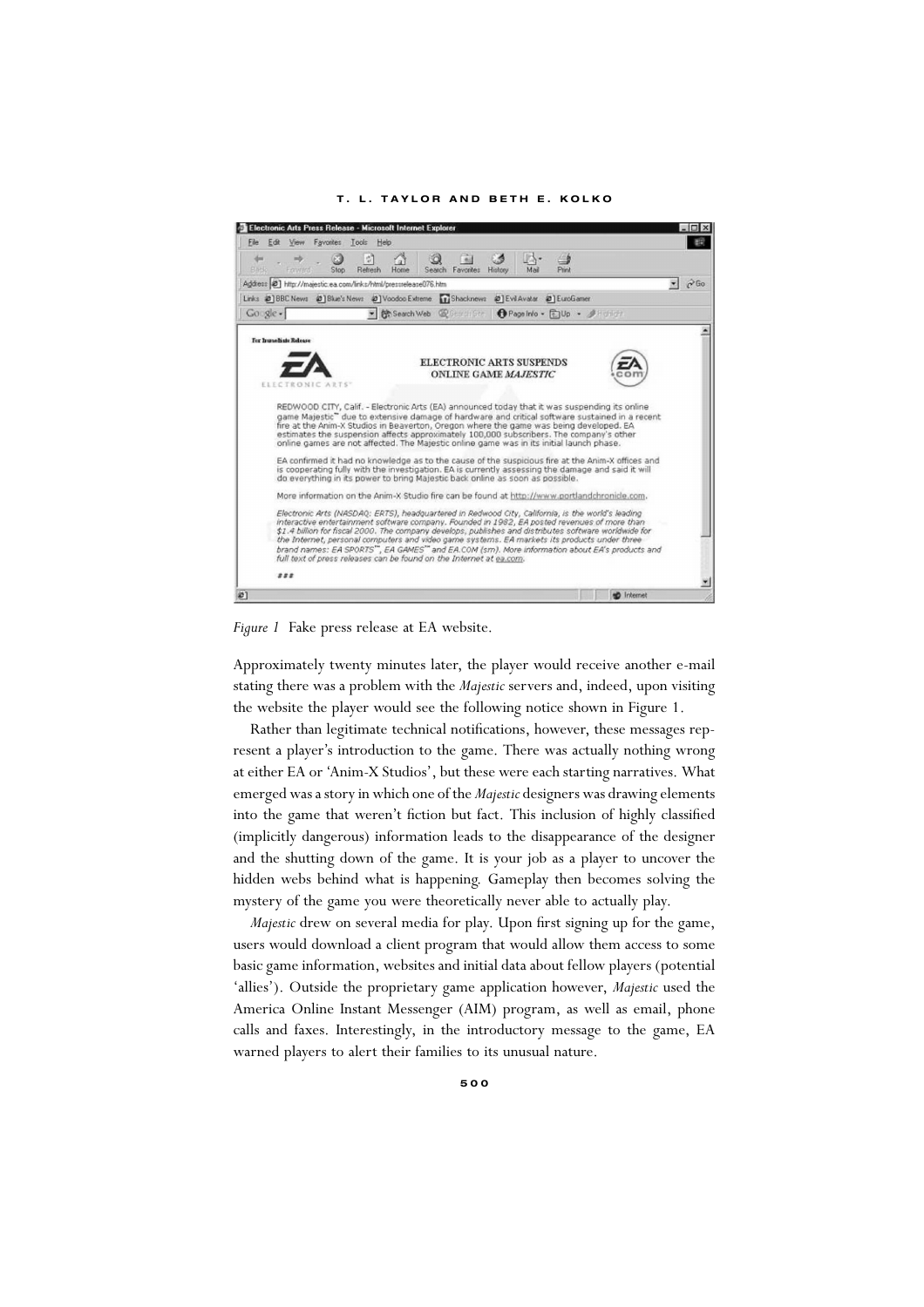*Figure 1* Fake press release at EA website.

Approximately twenty minutes later, the player would receive another e-mail stating there was a problem with the *Majestic* servers and, indeed, upon visiting the website the player would see the following notice shown in Figure 1.

Rather than legitimate technical notifications, however, these messages represent a player's introduction to the game. There was actually nothing wrong at either EA or 'Anim-X Studios', but these were each starting narratives. What emerged was a story in which one of the *Majestic* designers was drawing elements into the game that weren't fiction but fact. This inclusion of highly classified (implicitly dangerous) information leads to the disappearance of the designer and the shutting down of the game. It is your job as a player to uncover the hidden webs behind what is happening. Gameplay then becomes solving the mystery of the game you were theoretically never able to actually play.

*Majestic* drew on several media for play. Upon first signing up for the game, users would download a client program that would allow them access to some basic game information, websites and initial data about fellow players (potential 'allies'). Outside the proprietary game application however, *Majestic* used the America Online Instant Messenger (AIM) program, as well as email, phone calls and faxes. Interestingly, in the introductory message to the game, EA warned players to alert their families to its unusual nature.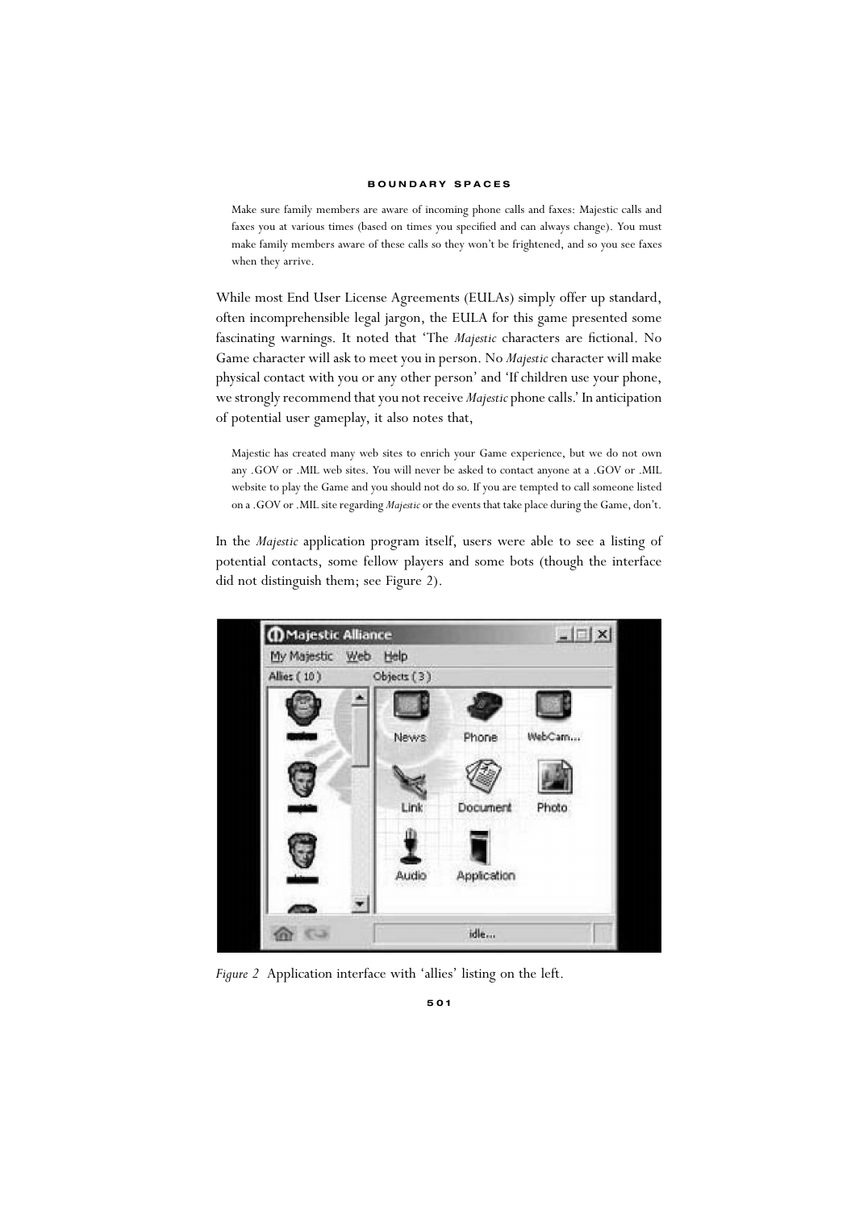> Make sure family members are aware of incoming phone calls and faxes: Majestic calls and faxes you at various times (based on times you specified and can always change). You must make family members aware of these calls so they won't be frightened, and so you see faxes when they arrive.

While most End User License Agreements (EULAs) simply offer up standard, often incomprehensible legal jargon, the EULA for this game presented some fascinating warnings. It noted that 'The *Majestic* characters are fictional. No Game character will ask to meet you in person. No *Majestic* character will make physical contact with you or any other person' and 'If children use your phone, we strongly recommend that you not receive *Majestic* phone calls.' In anticipation of potential user gameplay, it also notes that,

> Majestic has created many web sites to enrich your Game experience, but we do not own any .GOV or .MIL web sites. You will never be asked to contact anyone at a .GOV or .MIL website to play the Game and you should not do so. If you are tempted to call someone listed on a .GOV or .MIL site regarding *Majestic* or the events that take place during the Game, don't.

In the *Majestic* application program itself, users were able to see a listing of potential contacts, some fellow players and some bots (though the interface did not distinguish them; see Figure 2).

*Figure 2* Application interface with 'allies' listing on the left.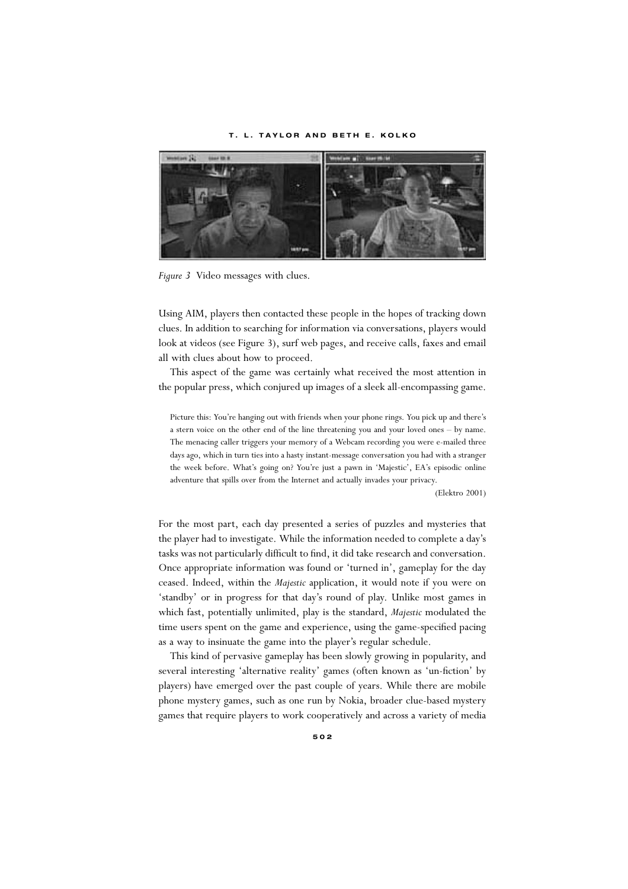*Figure 3* Video messages with clues.

Using AIM, players then contacted these people in the hopes of tracking down clues. In addition to searching for information via conversations, players would look at videos (see Figure 3), surf web pages, and receive calls, faxes and email all with clues about how to proceed.

This aspect of the game was certainly what received the most attention in the popular press, which conjured up images of a sleek all-encompassing game.

> Picture this: You're hanging out with friends when your phone rings. You pick up and there's a stern voice on the other end of the line threatening you and your loved ones – by name. The menacing caller triggers your memory of a Webcam recording you were e-mailed three days ago, which in turn ties into a hasty instant-message conversation you had with a stranger the week before. What's going on? You're just a pawn in 'Majestic', EA's episodic online adventure that spills over from the Internet and actually invades your privacy.
>
> (Elektro 2001)

For the most part, each day presented a series of puzzles and mysteries that the player had to investigate. While the information needed to complete a day's tasks was not particularly difficult to find, it did take research and conversation. Once appropriate information was found or 'turned in', gameplay for the day ceased. Indeed, within the *Majestic* application, it would note if you were on 'standby' or in progress for that day's round of play. Unlike most games in which fast, potentially unlimited, play is the standard, *Majestic* modulated the time users spent on the game and experience, using the game-specified pacing as a way to insinuate the game into the player's regular schedule.

This kind of pervasive gameplay has been slowly growing in popularity, and several interesting 'alternative reality' games (often known as 'un-fiction' by players) have emerged over the past couple of years. While there are mobile phone mystery games, such as one run by Nokia, broader clue-based mystery games that require players to work cooperatively and across a variety of media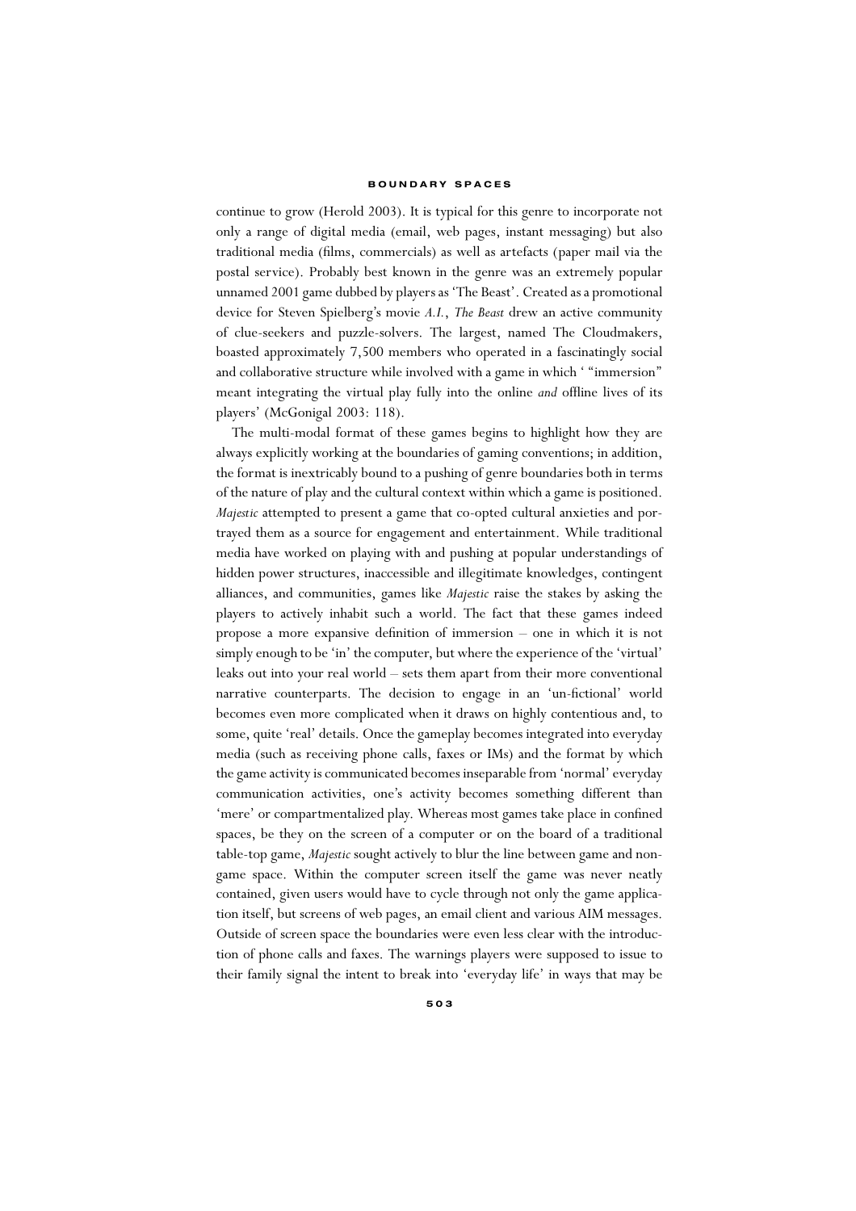continue to grow (Herold 2003). It is typical for this genre to incorporate not only a range of digital media (email, web pages, instant messaging) but also traditional media (films, commercials) as well as artefacts (paper mail via the postal service). Probably best known in the genre was an extremely popular unnamed 2001 game dubbed by players as 'The Beast'. Created as a promotional device for Steven Spielberg's movie *A.I.*, *The Beast* drew an active community of clue-seekers and puzzle-solvers. The largest, named The Cloudmakers, boasted approximately 7,500 members who operated in a fascinatingly social and collaborative structure while involved with a game in which ' "immersion" meant integrating the virtual play fully into the online *and* offline lives of its players' (McGonigal 2003: 118).

The multi-modal format of these games begins to highlight how they are always explicitly working at the boundaries of gaming conventions; in addition, the format is inextricably bound to a pushing of genre boundaries both in terms of the nature of play and the cultural context within which a game is positioned. *Majestic* attempted to present a game that co-opted cultural anxieties and portrayed them as a source for engagement and entertainment. While traditional media have worked on playing with and pushing at popular understandings of hidden power structures, inaccessible and illegitimate knowledges, contingent alliances, and communities, games like *Majestic* raise the stakes by asking the players to actively inhabit such a world. The fact that these games indeed propose a more expansive definition of immersion – one in which it is not simply enough to be 'in' the computer, but where the experience of the 'virtual' leaks out into your real world – sets them apart from their more conventional narrative counterparts. The decision to engage in an 'un-fictional' world becomes even more complicated when it draws on highly contentious and, to some, quite 'real' details. Once the gameplay becomes integrated into everyday media (such as receiving phone calls, faxes or IMs) and the format by which the game activity is communicated becomes inseparable from 'normal' everyday communication activities, one's activity becomes something different than 'mere' or compartmentalized play. Whereas most games take place in confined spaces, be they on the screen of a computer or on the board of a traditional table-top game, *Majestic* sought actively to blur the line between game and non-game space. Within the computer screen itself the game was never neatly contained, given users would have to cycle through not only the game application itself, but screens of web pages, an email client and various AIM messages. Outside of screen space the boundaries were even less clear with the introduction of phone calls and faxes. The warnings players were supposed to issue to their family signal the intent to break into 'everyday life' in ways that may be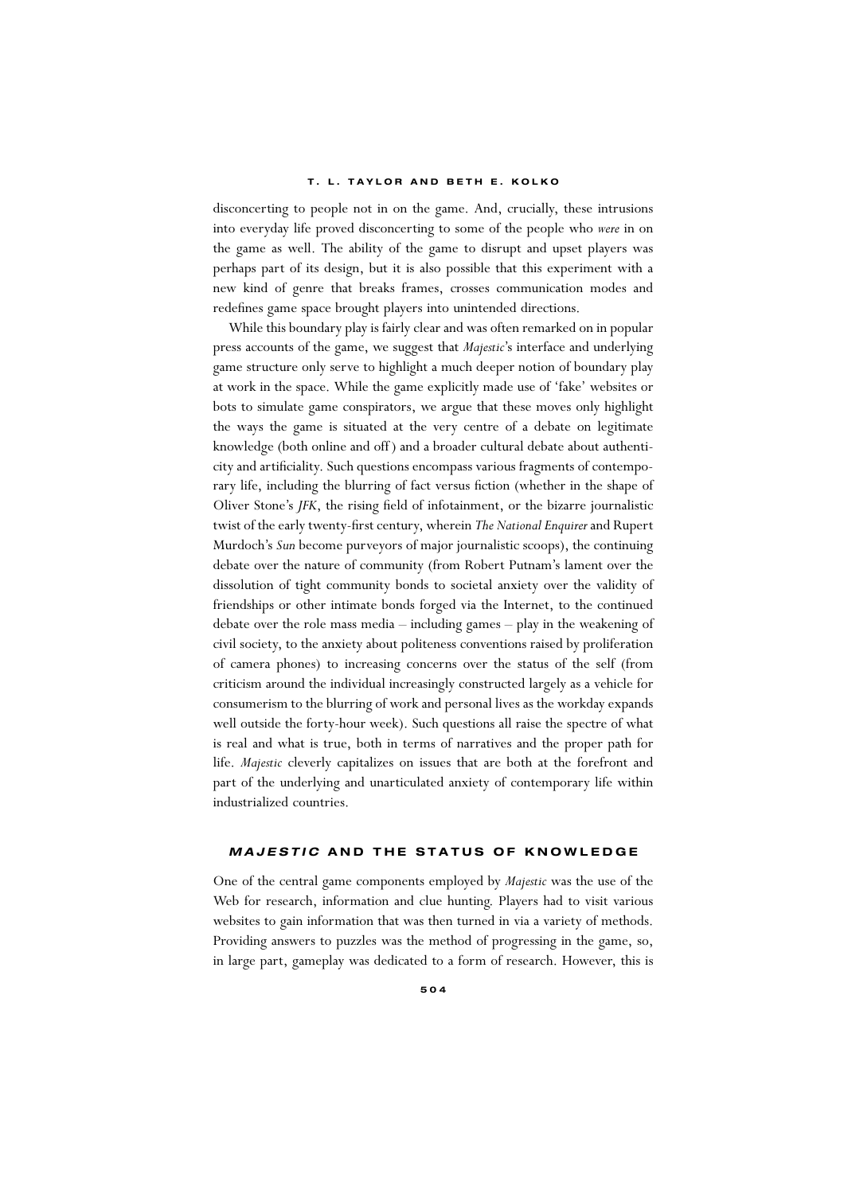disconcerting to people not in on the game. And, crucially, these intrusions into everyday life proved disconcerting to some of the people who *were* in on the game as well. The ability of the game to disrupt and upset players was perhaps part of its design, but it is also possible that this experiment with a new kind of genre that breaks frames, crosses communication modes and redefines game space brought players into unintended directions.

While this boundary play is fairly clear and was often remarked on in popular press accounts of the game, we suggest that *Majestic*'s interface and underlying game structure only serve to highlight a much deeper notion of boundary play at work in the space. While the game explicitly made use of 'fake' websites or bots to simulate game conspirators, we argue that these moves only highlight the ways the game is situated at the very centre of a debate on legitimate knowledge (both online and off) and a broader cultural debate about authenticity and artificiality. Such questions encompass various fragments of contemporary life, including the blurring of fact versus fiction (whether in the shape of Oliver Stone's *JFK*, the rising field of infotainment, or the bizarre journalistic twist of the early twenty-first century, wherein *The National Enquirer* and Rupert Murdoch's *Sun* become purveyors of major journalistic scoops), the continuing debate over the nature of community (from Robert Putnam's lament over the dissolution of tight community bonds to societal anxiety over the validity of friendships or other intimate bonds forged via the Internet, to the continued debate over the role mass media – including games – play in the weakening of civil society, to the anxiety about politeness conventions raised by proliferation of camera phones) to increasing concerns over the status of the self (from criticism around the individual increasingly constructed largely as a vehicle for consumerism to the blurring of work and personal lives as the workday expands well outside the forty-hour week). Such questions all raise the spectre of what is real and what is true, both in terms of narratives and the proper path for life. *Majestic* cleverly capitalizes on issues that are both at the forefront and part of the underlying and unarticulated anxiety of contemporary life within industrialized countries.

## *MAJESTIC* AND THE STATUS OF KNOWLEDGE

One of the central game components employed by *Majestic* was the use of the Web for research, information and clue hunting. Players had to visit various websites to gain information that was then turned in via a variety of methods. Providing answers to puzzles was the method of progressing in the game, so, in large part, gameplay was dedicated to a form of research. However, this is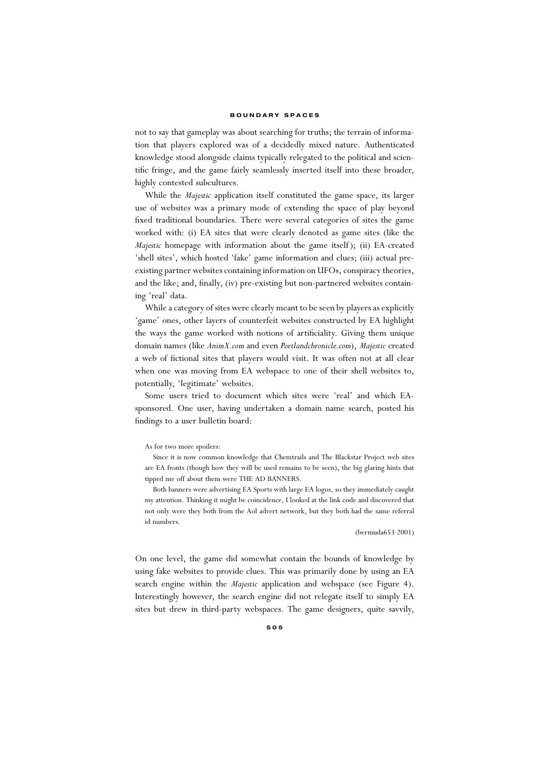not to say that gameplay was about searching for truths; the terrain of information that players explored was of a decidedly mixed nature. Authenticated knowledge stood alongside claims typically relegated to the political and scientific fringe, and the game fairly seamlessly inserted itself into these broader, highly contested subcultures.

While the *Majestic* application itself constituted the game space, its larger use of websites was a primary mode of extending the space of play beyond fixed traditional boundaries. There were several categories of sites the game worked with: (i) EA sites that were clearly denoted as game sites (like the *Majestic* homepage with information about the game itself); (ii) EA-created 'shell sites', which hosted 'fake' game information and clues; (iii) actual pre-existing partner websites containing information on UFOs, conspiracy theories, and the like; and, finally, (iv) pre-existing but non-partnered websites containing 'real' data.

While a category of sites were clearly meant to be seen by players as explicitly 'game' ones, other layers of counterfeit websites constructed by EA highlight the ways the game worked with notions of artificiality. Giving them unique domain names (like *AnimX.com* and even *Portlandchronicle.com*), *Majestic* created a web of fictional sites that players would visit. It was often not at all clear when one was moving from EA webspace to one of their shell websites to, potentially, 'legitimate' websites.

Some users tried to document which sites were 'real' and which EA-sponsored. One user, having undertaken a domain name search, posted his findings to a user bulletin board:

> As for two more spoilers:
>
> Since it is now common knowledge that Chemtrails and The Blackstar Project web sites are EA fronts (though how they will be used remains to be seen), the big glaring hints that tipped me off about them were THE AD BANNERS.
>
> Both banners were advertising EA Sports with large EA logos, so they immediately caught my attention. Thinking it might be coincidence, I looked at the link code and discovered that not only were they both from the Aol advert network, but they both had the same referral id numbers.
>
> (bermuda653 2001)

On one level, the game did somewhat contain the bounds of knowledge by using fake websites to provide clues. This was primarily done by using an EA search engine within the *Majestic* application and webspace (see Figure 4). Interestingly however, the search engine did not relegate itself to simply EA sites but drew in third-party webspaces. The game designers, quite savvily,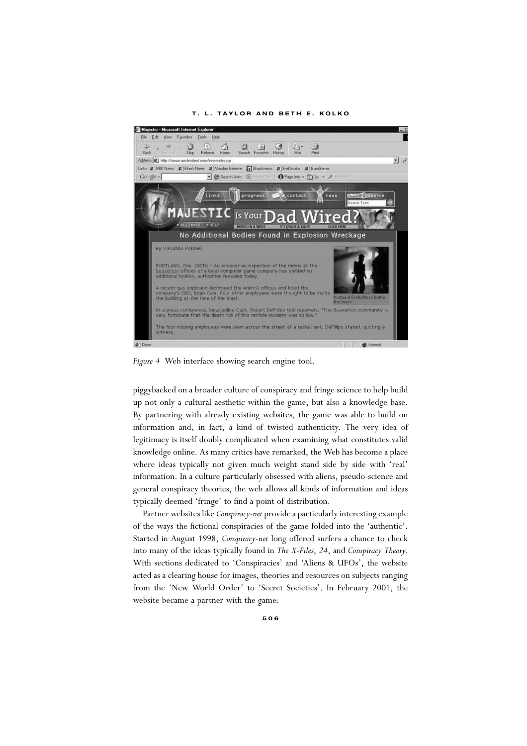*Figure 4* Web interface showing search engine tool.

piggybacked on a broader culture of conspiracy and fringe science to help build up not only a cultural aesthetic within the game, but also a knowledge base. By partnering with already existing websites, the game was able to build on information and, in fact, a kind of twisted authenticity. The very idea of legitimacy is itself doubly complicated when examining what constitutes valid knowledge online. As many critics have remarked, the Web has become a place where ideas typically not given much weight stand side by side with 'real' information. In a culture particularly obsessed with aliens, pseudo-science and general conspiracy theories, the web allows all kinds of information and ideas typically deemed 'fringe' to find a point of distribution.

Partner websites like *Conspiracy-net* provide a particularly interesting example of the ways the fictional conspiracies of the game folded into the 'authentic'. Started in August 1998, *Conspiracy-net* long offered surfers a chance to check into many of the ideas typically found in *The X-Files*, *24*, and *Conspiracy Theory*. With sections dedicated to 'Conspiracies' and 'Aliens & UFOs', the website acted as a clearing house for images, theories and resources on subjects ranging from the 'New World Order' to 'Secret Societies'. In February 2001, the website became a partner with the game: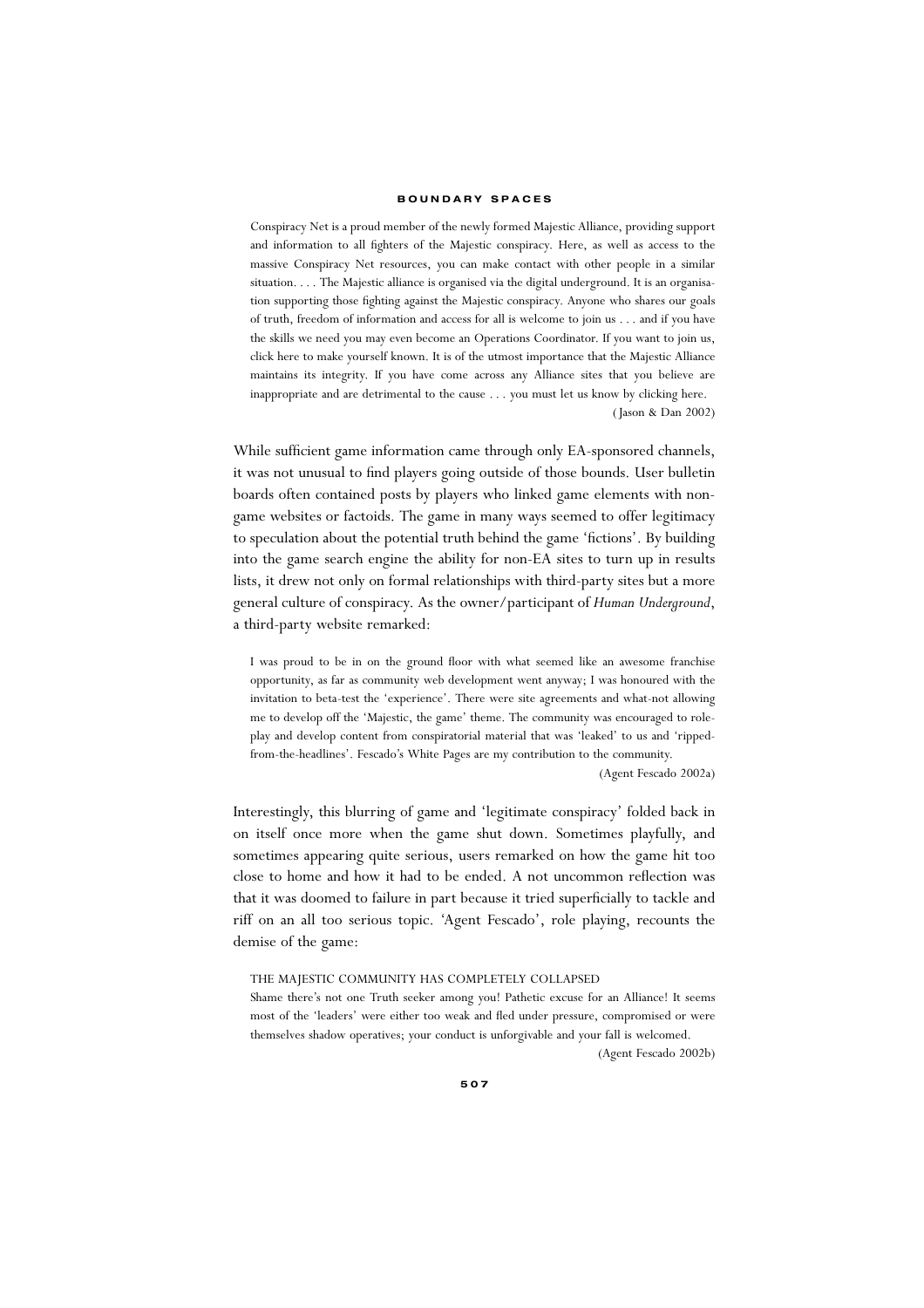> Conspiracy Net is a proud member of the newly formed Majestic Alliance, providing support and information to all fighters of the Majestic conspiracy. Here, as well as access to the massive Conspiracy Net resources, you can make contact with other people in a similar situation. . . . The Majestic alliance is organised via the digital underground. It is an organisation supporting those fighting against the Majestic conspiracy. Anyone who shares our goals of truth, freedom of information and access for all is welcome to join us . . . and if you have the skills we need you may even become an Operations Coordinator. If you want to join us, click here to make yourself known. It is of the utmost importance that the Majestic Alliance maintains its integrity. If you have come across any Alliance sites that you believe are inappropriate and are detrimental to the cause . . . you must let us know by clicking here.
>
> (Jason & Dan 2002)

While sufficient game information came through only EA-sponsored channels, it was not unusual to find players going outside of those bounds. User bulletin boards often contained posts by players who linked game elements with non-game websites or factoids. The game in many ways seemed to offer legitimacy to speculation about the potential truth behind the game 'fictions'. By building into the game search engine the ability for non-EA sites to turn up in results lists, it drew not only on formal relationships with third-party sites but a more general culture of conspiracy. As the owner/participant of *Human Underground*, a third-party website remarked:

> I was proud to be in on the ground floor with what seemed like an awesome franchise opportunity, as far as community web development went anyway; I was honoured with the invitation to beta-test the 'experience'. There were site agreements and what-not allowing me to develop off the 'Majestic, the game' theme. The community was encouraged to role-play and develop content from conspiratorial material that was 'leaked' to us and 'ripped-from-the-headlines'. Fescado's White Pages are my contribution to the community.
>
> (Agent Fescado 2002a)

Interestingly, this blurring of game and 'legitimate conspiracy' folded back in on itself once more when the game shut down. Sometimes playfully, and sometimes appearing quite serious, users remarked on how the game hit too close to home and how it had to be ended. A not uncommon reflection was that it was doomed to failure in part because it tried superficially to tackle and riff on an all too serious topic. 'Agent Fescado', role playing, recounts the demise of the game:

> THE MAJESTIC COMMUNITY HAS COMPLETELY COLLAPSED
>
> Shame there's not one Truth seeker among you! Pathetic excuse for an Alliance! It seems most of the 'leaders' were either too weak and fled under pressure, compromised or were themselves shadow operatives; your conduct is unforgivable and your fall is welcomed.
>
> (Agent Fescado 2002b)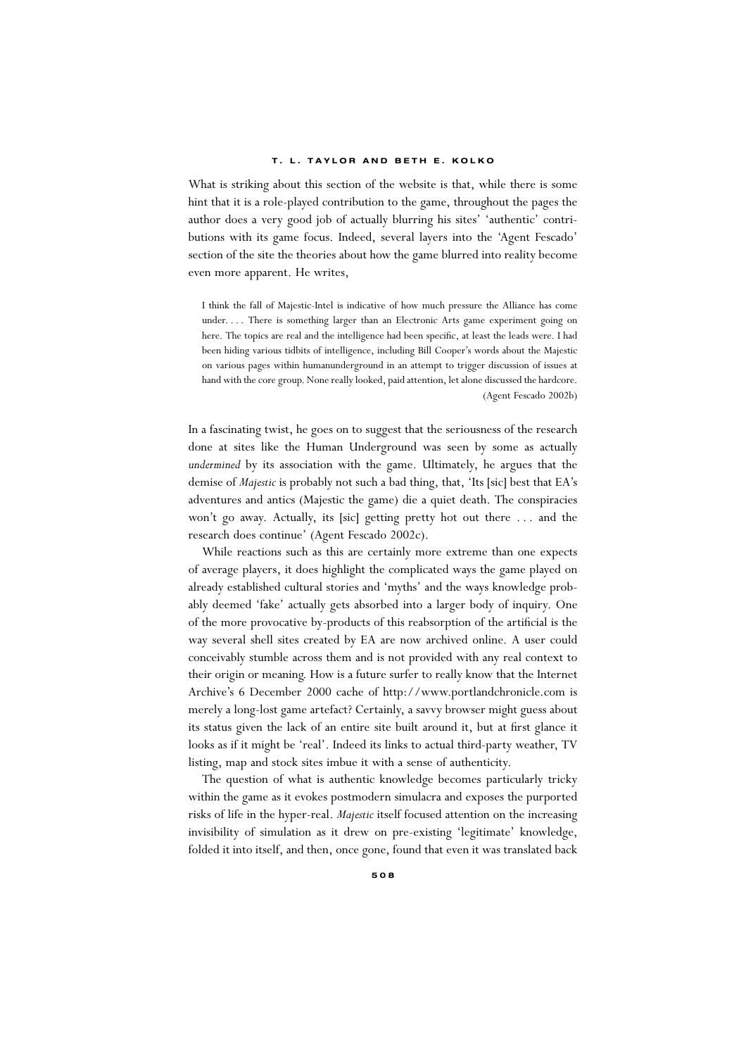What is striking about this section of the website is that, while there is some hint that it is a role-played contribution to the game, throughout the pages the author does a very good job of actually blurring his sites' 'authentic' contributions with its game focus. Indeed, several layers into the 'Agent Fescado' section of the site the theories about how the game blurred into reality become even more apparent. He writes,

> I think the fall of Majestic-Intel is indicative of how much pressure the Alliance has come under. . . . There is something larger than an Electronic Arts game experiment going on here. The topics are real and the intelligence had been specific, at least the leads were. I had been hiding various tidbits of intelligence, including Bill Cooper's words about the Majestic on various pages within humanunderground in an attempt to trigger discussion of issues at hand with the core group. None really looked, paid attention, let alone discussed the hardcore. (Agent Fescado 2002b)

In a fascinating twist, he goes on to suggest that the seriousness of the research done at sites like the Human Underground was seen by some as actually *undermined* by its association with the game. Ultimately, he argues that the demise of *Majestic* is probably not such a bad thing, that, 'Its [sic] best that EA's adventures and antics (Majestic the game) die a quiet death. The conspiracies won't go away. Actually, its [sic] getting pretty hot out there . . . and the research does continue' (Agent Fescado 2002c).

While reactions such as this are certainly more extreme than one expects of average players, it does highlight the complicated ways the game played on already established cultural stories and 'myths' and the ways knowledge probably deemed 'fake' actually gets absorbed into a larger body of inquiry. One of the more provocative by-products of this reabsorption of the artificial is the way several shell sites created by EA are now archived online. A user could conceivably stumble across them and is not provided with any real context to their origin or meaning. How is a future surfer to really know that the Internet Archive's 6 December 2000 cache of http://www.portlandchronicle.com is merely a long-lost game artefact? Certainly, a savvy browser might guess about its status given the lack of an entire site built around it, but at first glance it looks as if it might be 'real'. Indeed its links to actual third-party weather, TV listing, map and stock sites imbue it with a sense of authenticity.

The question of what is authentic knowledge becomes particularly tricky within the game as it evokes postmodern simulacra and exposes the purported risks of life in the hyper-real. *Majestic* itself focused attention on the increasing invisibility of simulation as it drew on pre-existing 'legitimate' knowledge, folded it into itself, and then, once gone, found that even it was translated back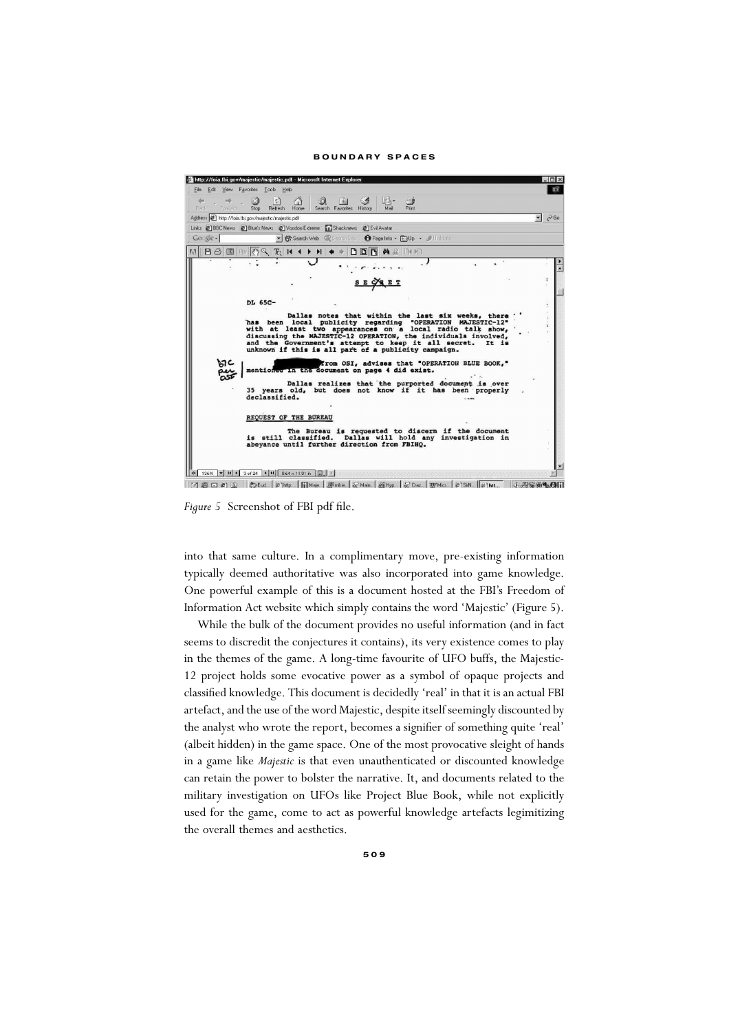*Figure 5* Screenshot of FBI pdf file.

into that same culture. In a complimentary move, pre-existing information typically deemed authoritative was also incorporated into game knowledge. One powerful example of this is a document hosted at the FBI's Freedom of Information Act website which simply contains the word 'Majestic' (Figure 5).

While the bulk of the document provides no useful information (and in fact seems to discredit the conjectures it contains), its very existence comes to play in the themes of the game. A long-time favourite of UFO buffs, the Majestic-12 project holds some evocative power as a symbol of opaque projects and classified knowledge. This document is decidedly 'real' in that it is an actual FBI artefact, and the use of the word Majestic, despite itself seemingly discounted by the analyst who wrote the report, becomes a signifier of something quite 'real' (albeit hidden) in the game space. One of the most provocative sleight of hands in a game like *Majestic* is that even unauthenticated or discounted knowledge can retain the power to bolster the narrative. It, and documents related to the military investigation on UFOs like Project Blue Book, while not explicitly used for the game, come to act as powerful knowledge artefacts legimitizing the overall themes and aesthetics.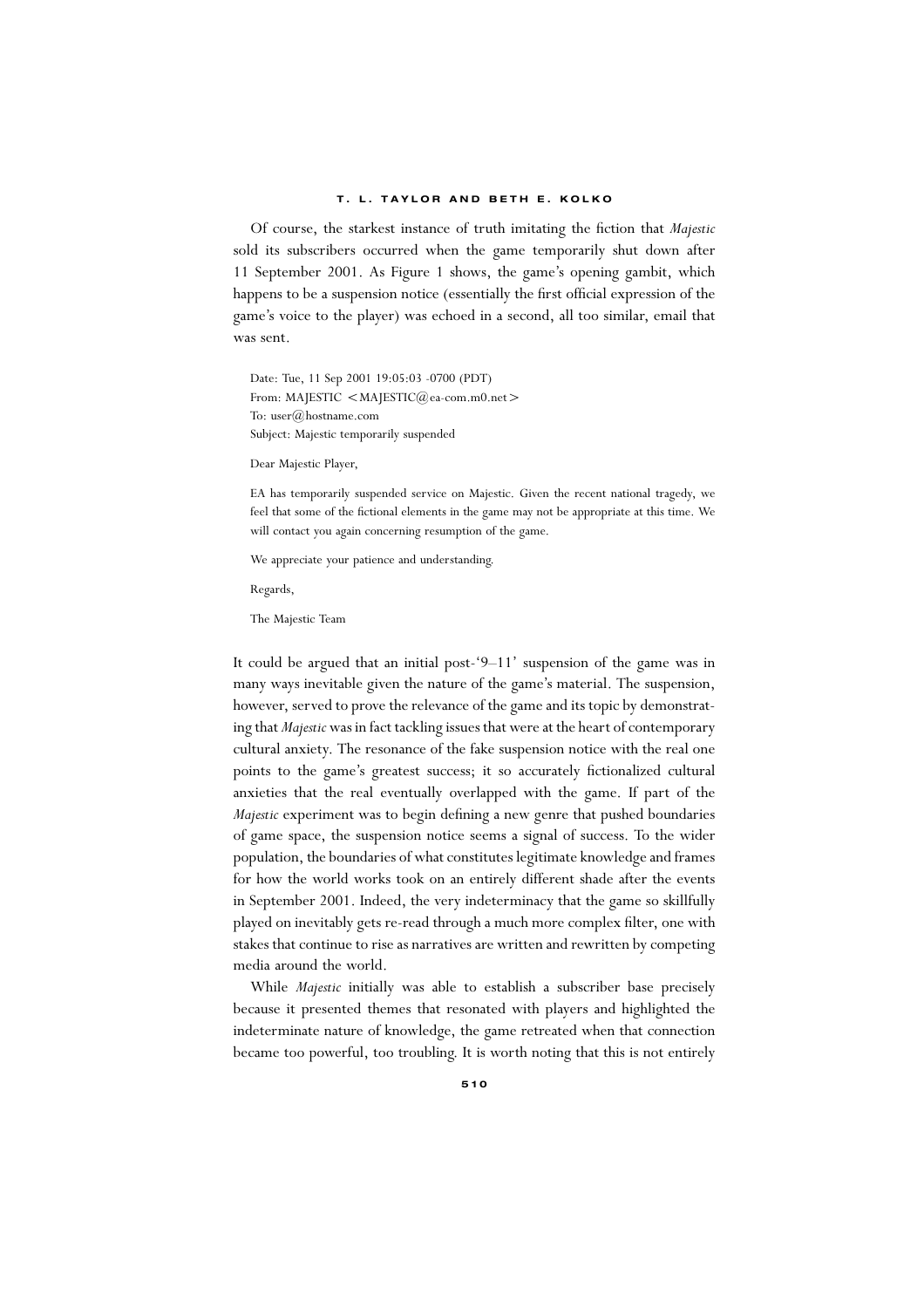Of course, the starkest instance of truth imitating the fiction that *Majestic* sold its subscribers occurred when the game temporarily shut down after 11 September 2001. As Figure 1 shows, the game's opening gambit, which happens to be a suspension notice (essentially the first official expression of the game's voice to the player) was echoed in a second, all too similar, email that was sent.

> Date: Tue, 11 Sep 2001 19:05:03 -0700 (PDT)
> From: MAJESTIC <MAJESTIC@ea-com.m0.net>
> To: user@hostname.com
> Subject: Majestic temporarily suspended
>
> Dear Majestic Player,
>
> EA has temporarily suspended service on Majestic. Given the recent national tragedy, we feel that some of the fictional elements in the game may not be appropriate at this time. We will contact you again concerning resumption of the game.
>
> We appreciate your patience and understanding.
>
> Regards,
>
> The Majestic Team

It could be argued that an initial post-'9–11' suspension of the game was in many ways inevitable given the nature of the game's material. The suspension, however, served to prove the relevance of the game and its topic by demonstrating that *Majestic* was in fact tackling issues that were at the heart of contemporary cultural anxiety. The resonance of the fake suspension notice with the real one points to the game's greatest success; it so accurately fictionalized cultural anxieties that the real eventually overlapped with the game. If part of the *Majestic* experiment was to begin defining a new genre that pushed boundaries of game space, the suspension notice seems a signal of success. To the wider population, the boundaries of what constitutes legitimate knowledge and frames for how the world works took on an entirely different shade after the events in September 2001. Indeed, the very indeterminacy that the game so skillfully played on inevitably gets re-read through a much more complex filter, one with stakes that continue to rise as narratives are written and rewritten by competing media around the world.

While *Majestic* initially was able to establish a subscriber base precisely because it presented themes that resonated with players and highlighted the indeterminate nature of knowledge, the game retreated when that connection became too powerful, too troubling. It is worth noting that this is not entirely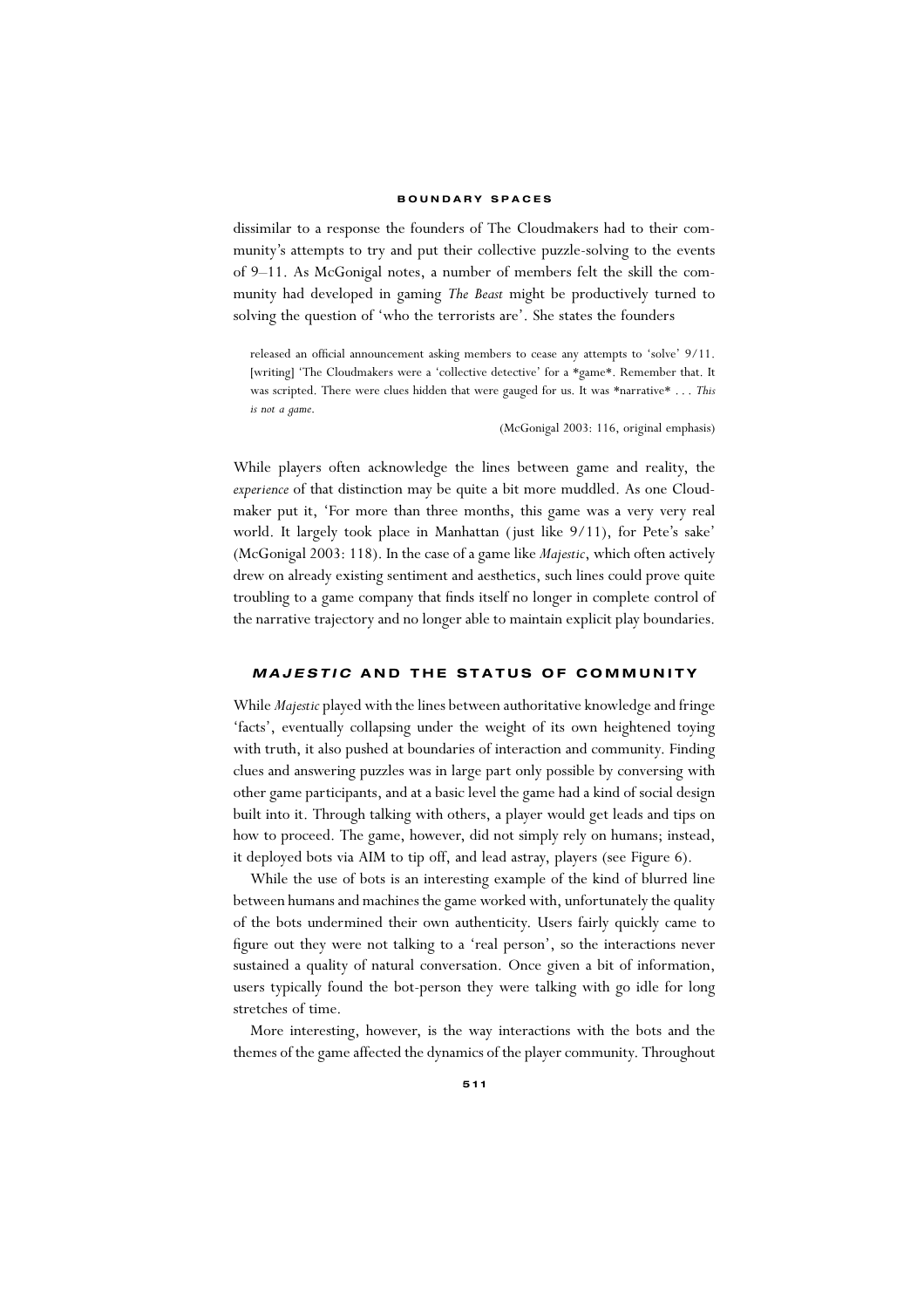dissimilar to a response the founders of The Cloudmakers had to their community's attempts to try and put their collective puzzle-solving to the events of 9–11. As McGonigal notes, a number of members felt the skill the community had developed in gaming *The Beast* might be productively turned to solving the question of 'who the terrorists are'. She states the founders

> released an official announcement asking members to cease any attempts to 'solve' 9/11. [writing] 'The Cloudmakers were a 'collective detective' for a *game*. Remember that. It was scripted. There were clues hidden that were gauged for us. It was *narrative* . . . *This is not a game*.
>
> (McGonigal 2003: 116, original emphasis)

While players often acknowledge the lines between game and reality, the *experience* of that distinction may be quite a bit more muddled. As one Cloudmaker put it, 'For more than three months, this game was a very very real world. It largely took place in Manhattan (just like 9/11), for Pete's sake' (McGonigal 2003: 118). In the case of a game like *Majestic*, which often actively drew on already existing sentiment and aesthetics, such lines could prove quite troubling to a game company that finds itself no longer in complete control of the narrative trajectory and no longer able to maintain explicit play boundaries.

## *MAJESTIC* AND THE STATUS OF COMMUNITY

While *Majestic* played with the lines between authoritative knowledge and fringe 'facts', eventually collapsing under the weight of its own heightened toying with truth, it also pushed at boundaries of interaction and community. Finding clues and answering puzzles was in large part only possible by conversing with other game participants, and at a basic level the game had a kind of social design built into it. Through talking with others, a player would get leads and tips on how to proceed. The game, however, did not simply rely on humans; instead, it deployed bots via AIM to tip off, and lead astray, players (see Figure 6).

While the use of bots is an interesting example of the kind of blurred line between humans and machines the game worked with, unfortunately the quality of the bots undermined their own authenticity. Users fairly quickly came to figure out they were not talking to a 'real person', so the interactions never sustained a quality of natural conversation. Once given a bit of information, users typically found the bot-person they were talking with go idle for long stretches of time.

More interesting, however, is the way interactions with the bots and the themes of the game affected the dynamics of the player community. Throughout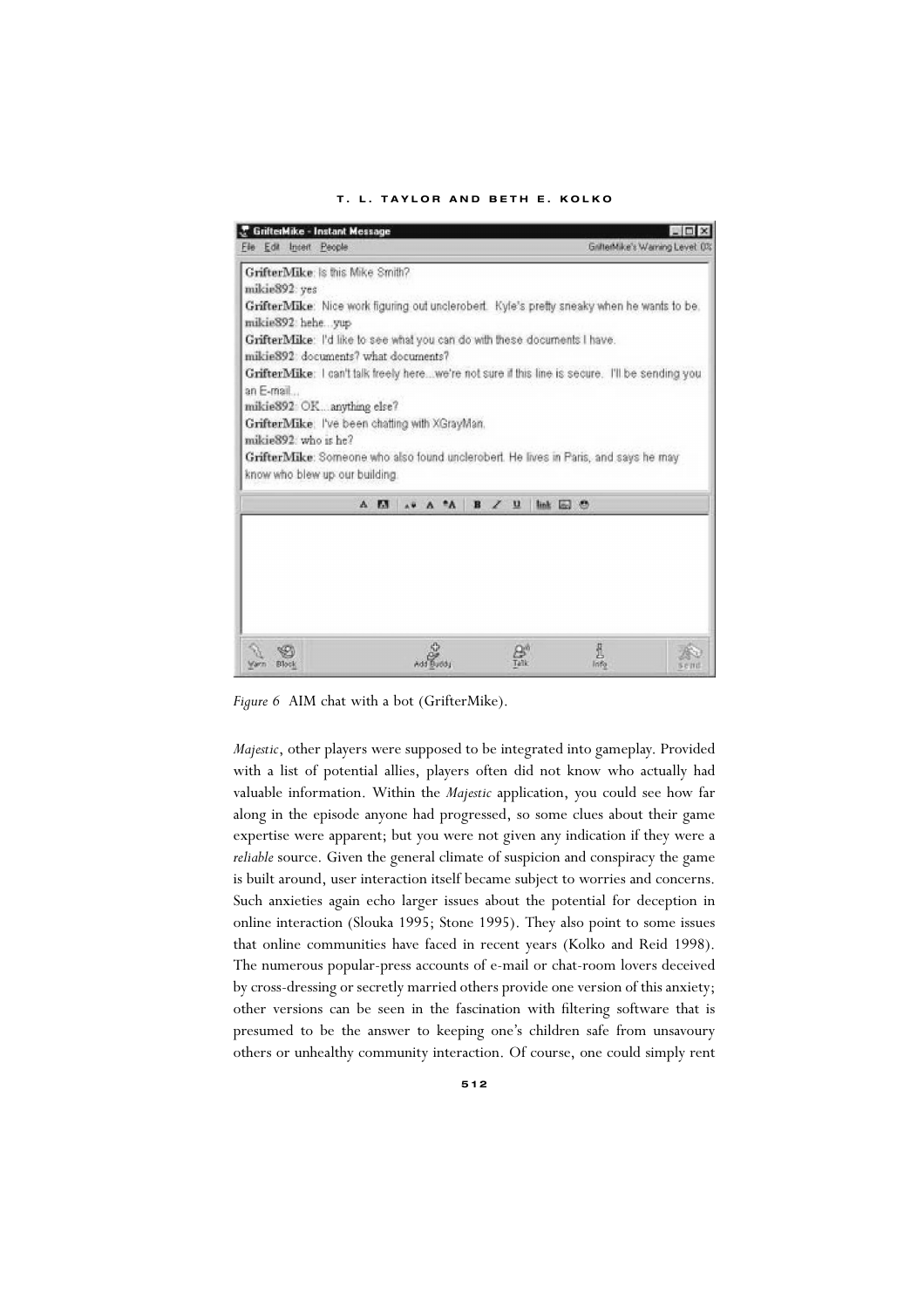*Figure 6* AIM chat with a bot (GrifterMike).

*Majestic*, other players were supposed to be integrated into gameplay. Provided with a list of potential allies, players often did not know who actually had valuable information. Within the *Majestic* application, you could see how far along in the episode anyone had progressed, so some clues about their game expertise were apparent; but you were not given any indication if they were a *reliable* source. Given the general climate of suspicion and conspiracy the game is built around, user interaction itself became subject to worries and concerns. Such anxieties again echo larger issues about the potential for deception in online interaction (Slouka 1995; Stone 1995). They also point to some issues that online communities have faced in recent years (Kolko and Reid 1998). The numerous popular-press accounts of e-mail or chat-room lovers deceived by cross-dressing or secretly married others provide one version of this anxiety; other versions can be seen in the fascination with filtering software that is presumed to be the answer to keeping one's children safe from unsavoury others or unhealthy community interaction. Of course, one could simply rent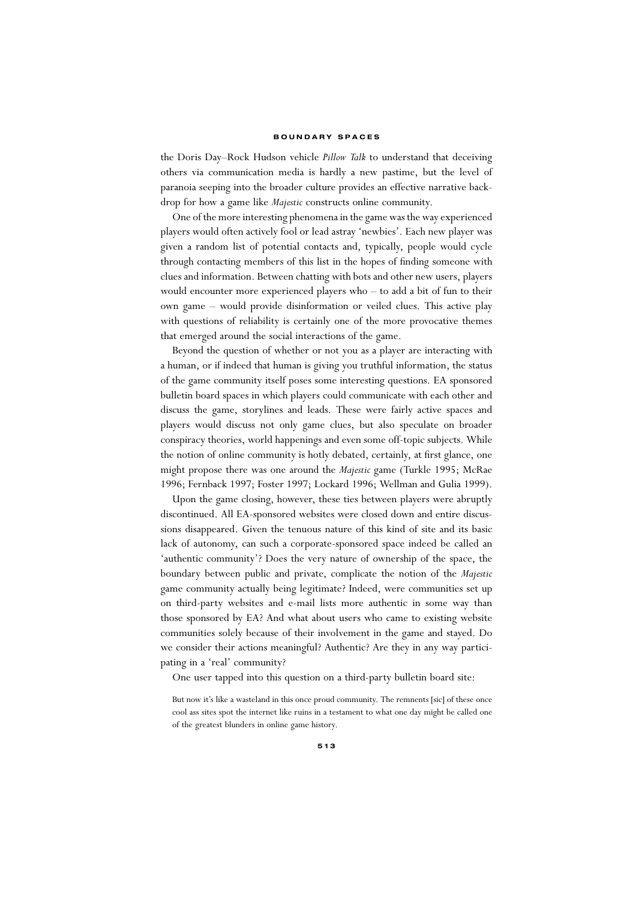the Doris Day–Rock Hudson vehicle *Pillow Talk* to understand that deceiving others via communication media is hardly a new pastime, but the level of paranoia seeping into the broader culture provides an effective narrative backdrop for how a game like *Majestic* constructs online community.

One of the more interesting phenomena in the game was the way experienced players would often actively fool or lead astray 'newbies'. Each new player was given a random list of potential contacts and, typically, people would cycle through contacting members of this list in the hopes of finding someone with clues and information. Between chatting with bots and other new users, players would encounter more experienced players who – to add a bit of fun to their own game – would provide disinformation or veiled clues. This active play with questions of reliability is certainly one of the more provocative themes that emerged around the social interactions of the game.

Beyond the question of whether or not you as a player are interacting with a human, or if indeed that human is giving you truthful information, the status of the game community itself poses some interesting questions. EA sponsored bulletin board spaces in which players could communicate with each other and discuss the game, storylines and leads. These were fairly active spaces and players would discuss not only game clues, but also speculate on broader conspiracy theories, world happenings and even some off-topic subjects. While the notion of online community is hotly debated, certainly, at first glance, one might propose there was one around the *Majestic* game (Turkle 1995; McRae 1996; Fernback 1997; Foster 1997; Lockard 1996; Wellman and Gulia 1999).

Upon the game closing, however, these ties between players were abruptly discontinued. All EA-sponsored websites were closed down and entire discussions disappeared. Given the tenuous nature of this kind of site and its basic lack of autonomy, can such a corporate-sponsored space indeed be called an 'authentic community'? Does the very nature of ownership of the space, the boundary between public and private, complicate the notion of the *Majestic* game community actually being legitimate? Indeed, were communities set up on third-party websites and e-mail lists more authentic in some way than those sponsored by EA? And what about users who came to existing website communities solely because of their involvement in the game and stayed. Do we consider their actions meaningful? Authentic? Are they in any way participating in a 'real' community?

One user tapped into this question on a third-party bulletin board site:

> But now it's like a wasteland in this once proud community. The remnents [sic] of these once cool ass sites spot the internet like ruins in a testament to what one day might be called one of the greatest blunders in online game history.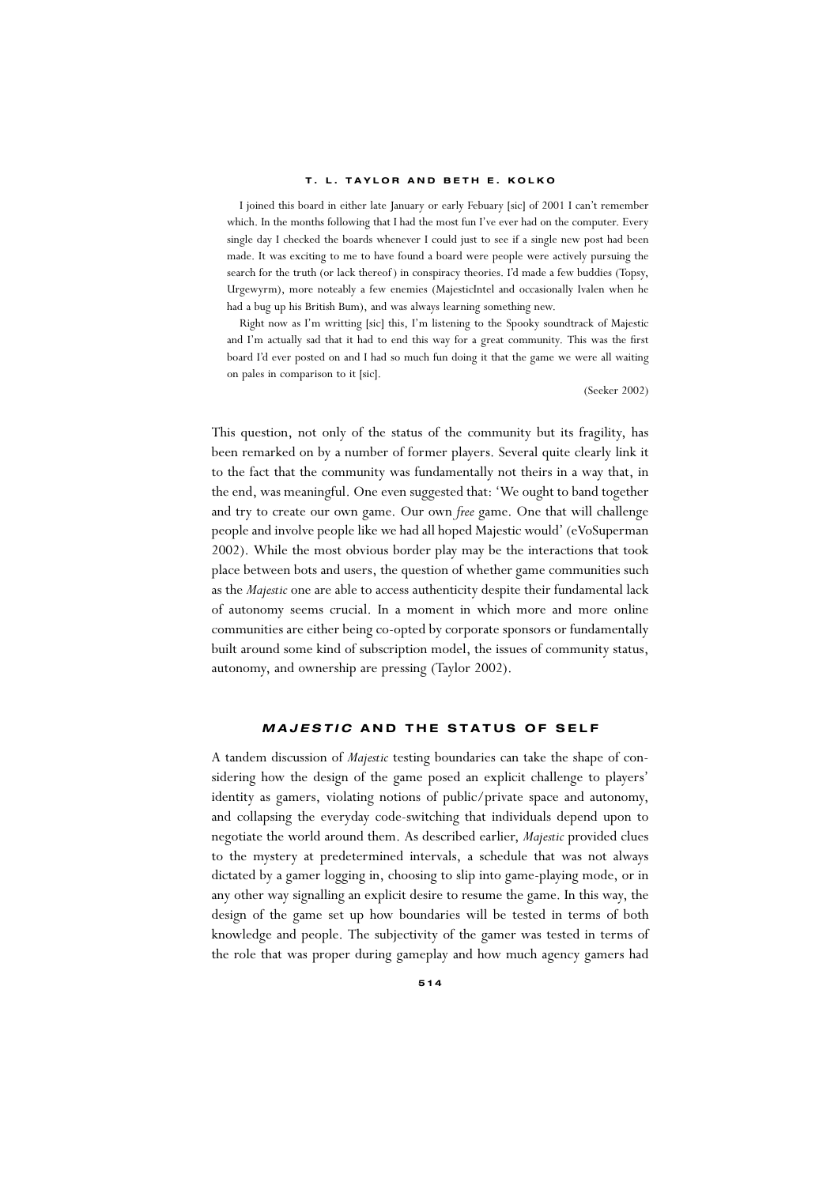> I joined this board in either late January or early Febuary [sic] of 2001 I can't remember which. In the months following that I had the most fun I've ever had on the computer. Every single day I checked the boards whenever I could just to see if a single new post had been made. It was exciting to me to have found a board were people were actively pursuing the search for the truth (or lack thereof) in conspiracy theories. I'd made a few buddies (Topsy, Urgewyrm), more noteably a few enemies (MajesticIntel and occasionally Ivalen when he had a bug up his British Bum), and was always learning something new.
>
> Right now as I'm writting [sic] this, I'm listening to the Spooky soundtrack of Majestic and I'm actually sad that it had to end this way for a great community. This was the first board I'd ever posted on and I had so much fun doing it that the game we were all waiting on pales in comparison to it [sic].
>
> (Seeker 2002)

This question, not only of the status of the community but its fragility, has been remarked on by a number of former players. Several quite clearly link it to the fact that the community was fundamentally not theirs in a way that, in the end, was meaningful. One even suggested that: 'We ought to band together and try to create our own game. Our own *free* game. One that will challenge people and involve people like we had all hoped Majestic would' (eVoSuperman 2002). While the most obvious border play may be the interactions that took place between bots and users, the question of whether game communities such as the *Majestic* one are able to access authenticity despite their fundamental lack of autonomy seems crucial. In a moment in which more and more online communities are either being co-opted by corporate sponsors or fundamentally built around some kind of subscription model, the issues of community status, autonomy, and ownership are pressing (Taylor 2002).

## *MAJESTIC* AND THE STATUS OF SELF

A tandem discussion of *Majestic* testing boundaries can take the shape of considering how the design of the game posed an explicit challenge to players' identity as gamers, violating notions of public/private space and autonomy, and collapsing the everyday code-switching that individuals depend upon to negotiate the world around them. As described earlier, *Majestic* provided clues to the mystery at predetermined intervals, a schedule that was not always dictated by a gamer logging in, choosing to slip into game-playing mode, or in any other way signalling an explicit desire to resume the game. In this way, the design of the game set up how boundaries will be tested in terms of both knowledge and people. The subjectivity of the gamer was tested in terms of the role that was proper during gameplay and how much agency gamers had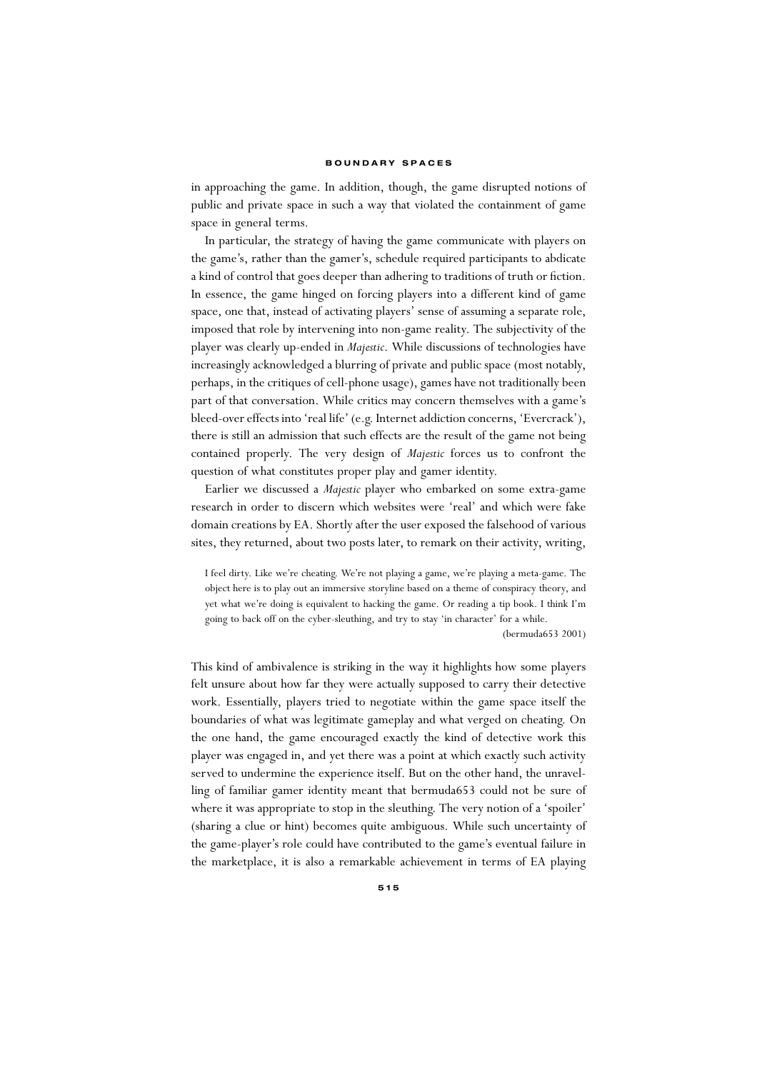in approaching the game. In addition, though, the game disrupted notions of public and private space in such a way that violated the containment of game space in general terms.

In particular, the strategy of having the game communicate with players on the game's, rather than the gamer's, schedule required participants to abdicate a kind of control that goes deeper than adhering to traditions of truth or fiction. In essence, the game hinged on forcing players into a different kind of game space, one that, instead of activating players' sense of assuming a separate role, imposed that role by intervening into non-game reality. The subjectivity of the player was clearly up-ended in *Majestic*. While discussions of technologies have increasingly acknowledged a blurring of private and public space (most notably, perhaps, in the critiques of cell-phone usage), games have not traditionally been part of that conversation. While critics may concern themselves with a game's bleed-over effects into 'real life' (e.g. Internet addiction concerns, 'Evercrack'), there is still an admission that such effects are the result of the game not being contained properly. The very design of *Majestic* forces us to confront the question of what constitutes proper play and gamer identity.

Earlier we discussed a *Majestic* player who embarked on some extra-game research in order to discern which websites were 'real' and which were fake domain creations by EA. Shortly after the user exposed the falsehood of various sites, they returned, about two posts later, to remark on their activity, writing,

> I feel dirty. Like we're cheating. We're not playing a game, we're playing a meta-game. The object here is to play out an immersive storyline based on a theme of conspiracy theory, and yet what we're doing is equivalent to hacking the game. Or reading a tip book. I think I'm going to back off on the cyber-sleuthing, and try to stay 'in character' for a while.
>
> (bermuda653 2001)

This kind of ambivalence is striking in the way it highlights how some players felt unsure about how far they were actually supposed to carry their detective work. Essentially, players tried to negotiate within the game space itself the boundaries of what was legitimate gameplay and what verged on cheating. On the one hand, the game encouraged exactly the kind of detective work this player was engaged in, and yet there was a point at which exactly such activity served to undermine the experience itself. But on the other hand, the unravelling of familiar gamer identity meant that bermuda653 could not be sure of where it was appropriate to stop in the sleuthing. The very notion of a 'spoiler' (sharing a clue or hint) becomes quite ambiguous. While such uncertainty of the game-player's role could have contributed to the game's eventual failure in the marketplace, it is also a remarkable achievement in terms of EA playing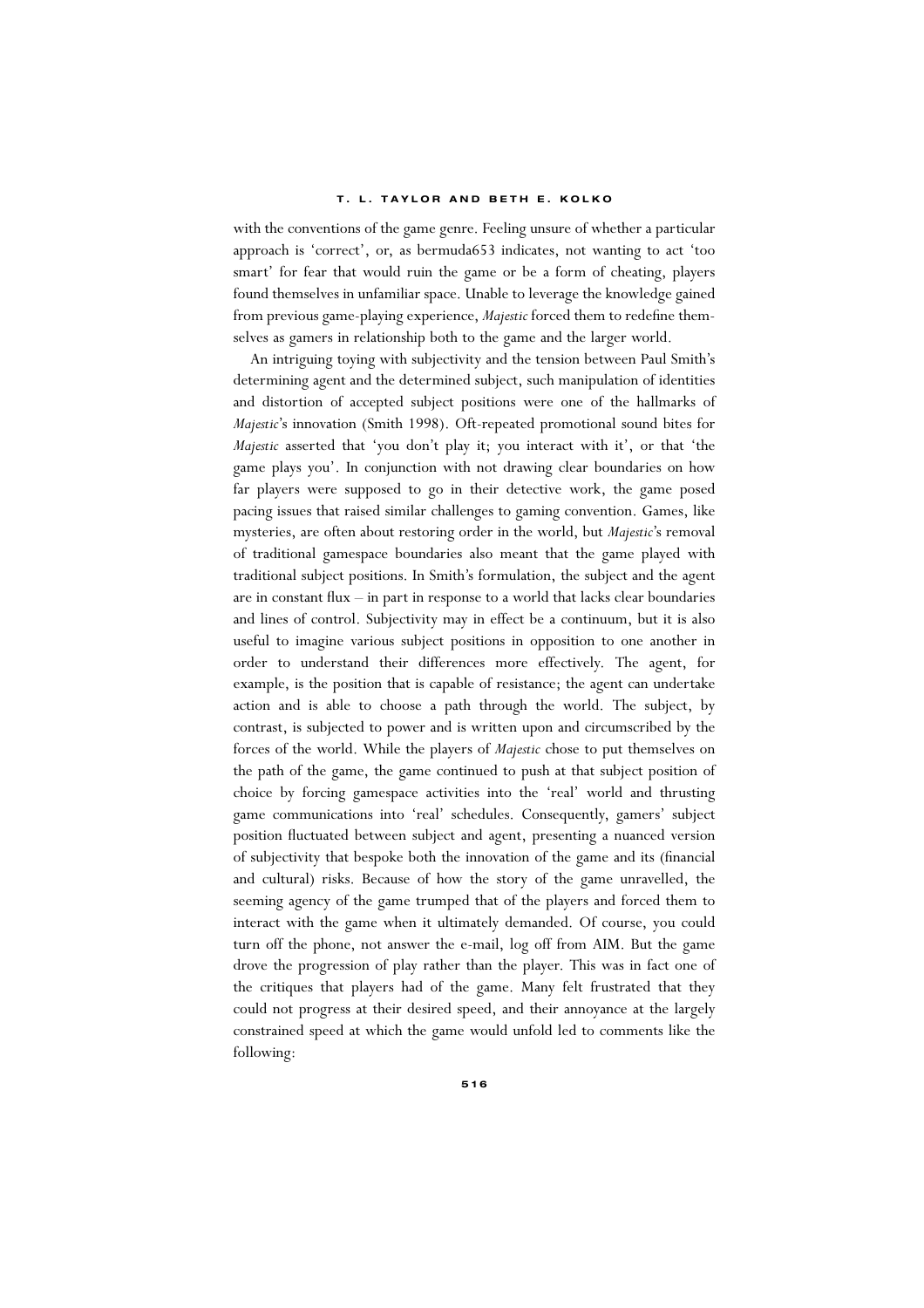with the conventions of the game genre. Feeling unsure of whether a particular approach is 'correct', or, as bermuda653 indicates, not wanting to act 'too smart' for fear that would ruin the game or be a form of cheating, players found themselves in unfamiliar space. Unable to leverage the knowledge gained from previous game-playing experience, *Majestic* forced them to redefine themselves as gamers in relationship both to the game and the larger world.

An intriguing toying with subjectivity and the tension between Paul Smith's determining agent and the determined subject, such manipulation of identities and distortion of accepted subject positions were one of the hallmarks of *Majestic*'s innovation (Smith 1998). Oft-repeated promotional sound bites for *Majestic* asserted that 'you don't play it; you interact with it', or that 'the game plays you'. In conjunction with not drawing clear boundaries on how far players were supposed to go in their detective work, the game posed pacing issues that raised similar challenges to gaming convention. Games, like mysteries, are often about restoring order in the world, but *Majestic*'s removal of traditional gamespace boundaries also meant that the game played with traditional subject positions. In Smith's formulation, the subject and the agent are in constant flux – in part in response to a world that lacks clear boundaries and lines of control. Subjectivity may in effect be a continuum, but it is also useful to imagine various subject positions in opposition to one another in order to understand their differences more effectively. The agent, for example, is the position that is capable of resistance; the agent can undertake action and is able to choose a path through the world. The subject, by contrast, is subjected to power and is written upon and circumscribed by the forces of the world. While the players of *Majestic* chose to put themselves on the path of the game, the game continued to push at that subject position of choice by forcing gamespace activities into the 'real' world and thrusting game communications into 'real' schedules. Consequently, gamers' subject position fluctuated between subject and agent, presenting a nuanced version of subjectivity that bespoke both the innovation of the game and its (financial and cultural) risks. Because of how the story of the game unravelled, the seeming agency of the game trumped that of the players and forced them to interact with the game when it ultimately demanded. Of course, you could turn off the phone, not answer the e-mail, log off from AIM. But the game drove the progression of play rather than the player. This was in fact one of the critiques that players had of the game. Many felt frustrated that they could not progress at their desired speed, and their annoyance at the largely constrained speed at which the game would unfold led to comments like the following: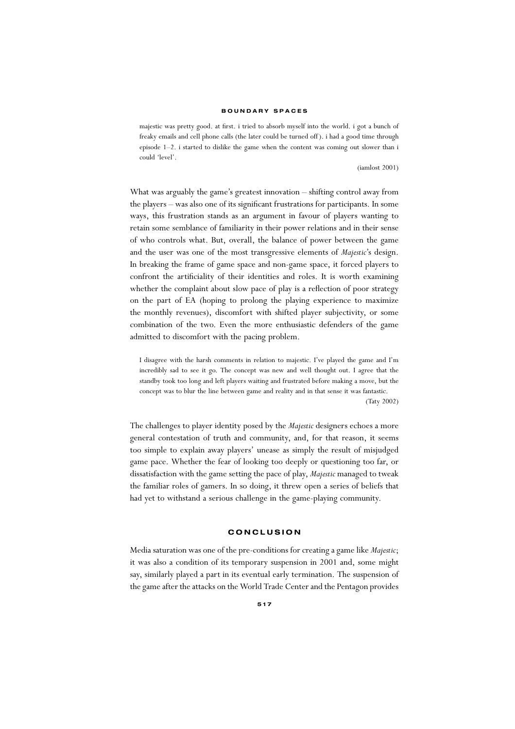> majestic was pretty good. at first. i tried to absorb myself into the world. i got a bunch of freaky emails and cell phone calls (the later could be turned off). i had a good time through episode 1–2. i started to dislike the game when the content was coming out slower than i could 'level'.
>
> (iamlost 2001)

What was arguably the game's greatest innovation – shifting control away from the players – was also one of its significant frustrations for participants. In some ways, this frustration stands as an argument in favour of players wanting to retain some semblance of familiarity in their power relations and in their sense of who controls what. But, overall, the balance of power between the game and the user was one of the most transgressive elements of *Majestic*'s design. In breaking the frame of game space and non-game space, it forced players to confront the artificiality of their identities and roles. It is worth examining whether the complaint about slow pace of play is a reflection of poor strategy on the part of EA (hoping to prolong the playing experience to maximize the monthly revenues), discomfort with shifted player subjectivity, or some combination of the two. Even the more enthusiastic defenders of the game admitted to discomfort with the pacing problem.

> I disagree with the harsh comments in relation to majestic. I've played the game and I'm incredibly sad to see it go. The concept was new and well thought out. I agree that the standby took too long and left players waiting and frustrated before making a move, but the concept was to blur the line between game and reality and in that sense it was fantastic.
>
> (Taty 2002)

The challenges to player identity posed by the *Majestic* designers echoes a more general contestation of truth and community, and, for that reason, it seems too simple to explain away players' unease as simply the result of misjudged game pace. Whether the fear of looking too deeply or questioning too far, or dissatisfaction with the game setting the pace of play, *Majestic* managed to tweak the familiar roles of gamers. In so doing, it threw open a series of beliefs that had yet to withstand a serious challenge in the game-playing community.

## CONCLUSION

Media saturation was one of the pre-conditions for creating a game like *Majestic*; it was also a condition of its temporary suspension in 2001 and, some might say, similarly played a part in its eventual early termination. The suspension of the game after the attacks on the World Trade Center and the Pentagon provides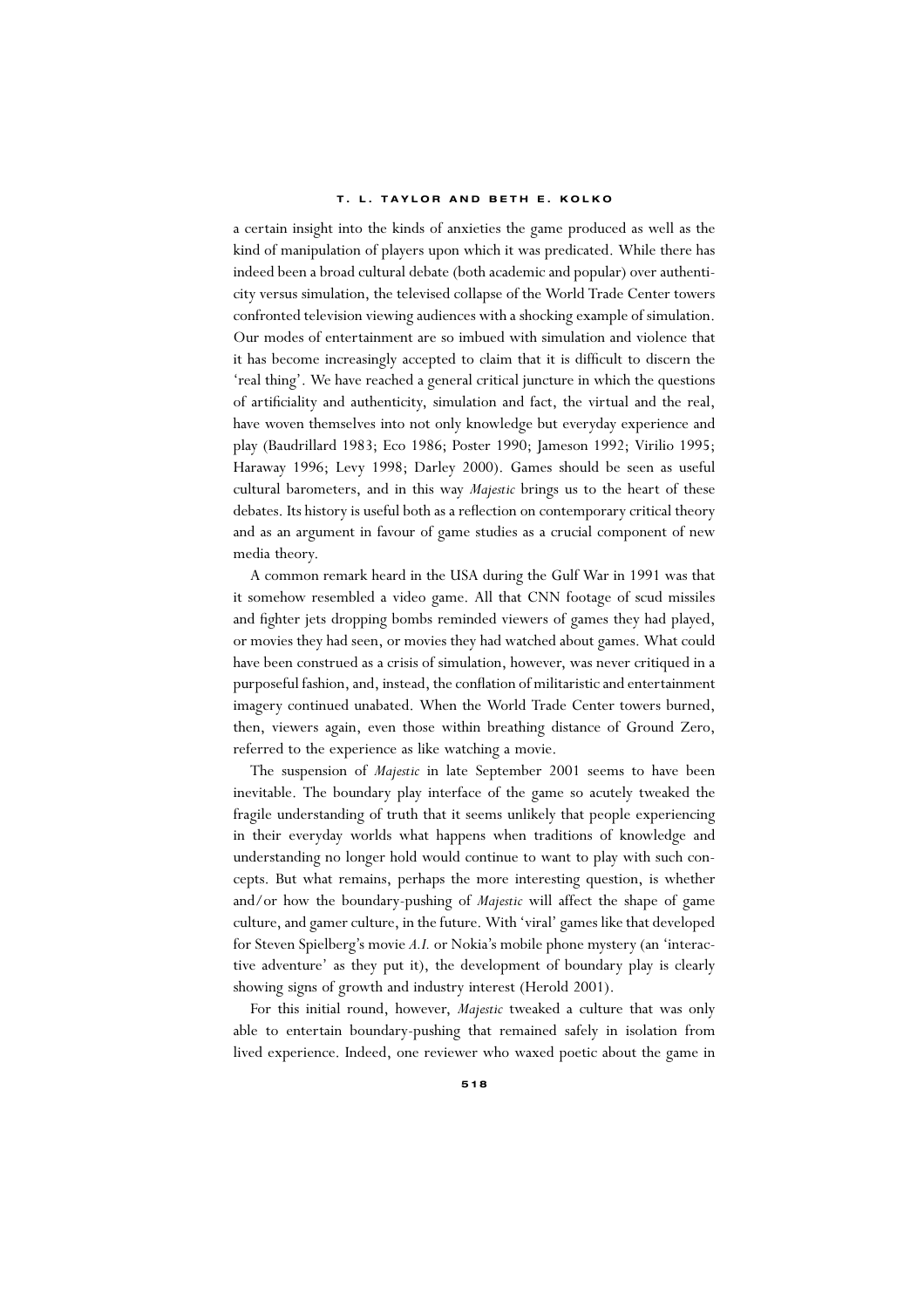a certain insight into the kinds of anxieties the game produced as well as the kind of manipulation of players upon which it was predicated. While there has indeed been a broad cultural debate (both academic and popular) over authenticity versus simulation, the televised collapse of the World Trade Center towers confronted television viewing audiences with a shocking example of simulation. Our modes of entertainment are so imbued with simulation and violence that it has become increasingly accepted to claim that it is difficult to discern the 'real thing'. We have reached a general critical juncture in which the questions of artificiality and authenticity, simulation and fact, the virtual and the real, have woven themselves into not only knowledge but everyday experience and play (Baudrillard 1983; Eco 1986; Poster 1990; Jameson 1992; Virilio 1995; Haraway 1996; Levy 1998; Darley 2000). Games should be seen as useful cultural barometers, and in this way *Majestic* brings us to the heart of these debates. Its history is useful both as a reflection on contemporary critical theory and as an argument in favour of game studies as a crucial component of new media theory.

A common remark heard in the USA during the Gulf War in 1991 was that it somehow resembled a video game. All that CNN footage of scud missiles and fighter jets dropping bombs reminded viewers of games they had played, or movies they had seen, or movies they had watched about games. What could have been construed as a crisis of simulation, however, was never critiqued in a purposeful fashion, and, instead, the conflation of militaristic and entertainment imagery continued unabated. When the World Trade Center towers burned, then, viewers again, even those within breathing distance of Ground Zero, referred to the experience as like watching a movie.

The suspension of *Majestic* in late September 2001 seems to have been inevitable. The boundary play interface of the game so acutely tweaked the fragile understanding of truth that it seems unlikely that people experiencing in their everyday worlds what happens when traditions of knowledge and understanding no longer hold would continue to want to play with such concepts. But what remains, perhaps the more interesting question, is whether and/or how the boundary-pushing of *Majestic* will affect the shape of game culture, and gamer culture, in the future. With 'viral' games like that developed for Steven Spielberg's movie *A.I.* or Nokia's mobile phone mystery (an 'interactive adventure' as they put it), the development of boundary play is clearly showing signs of growth and industry interest (Herold 2001).

For this initial round, however, *Majestic* tweaked a culture that was only able to entertain boundary-pushing that remained safely in isolation from lived experience. Indeed, one reviewer who waxed poetic about the game in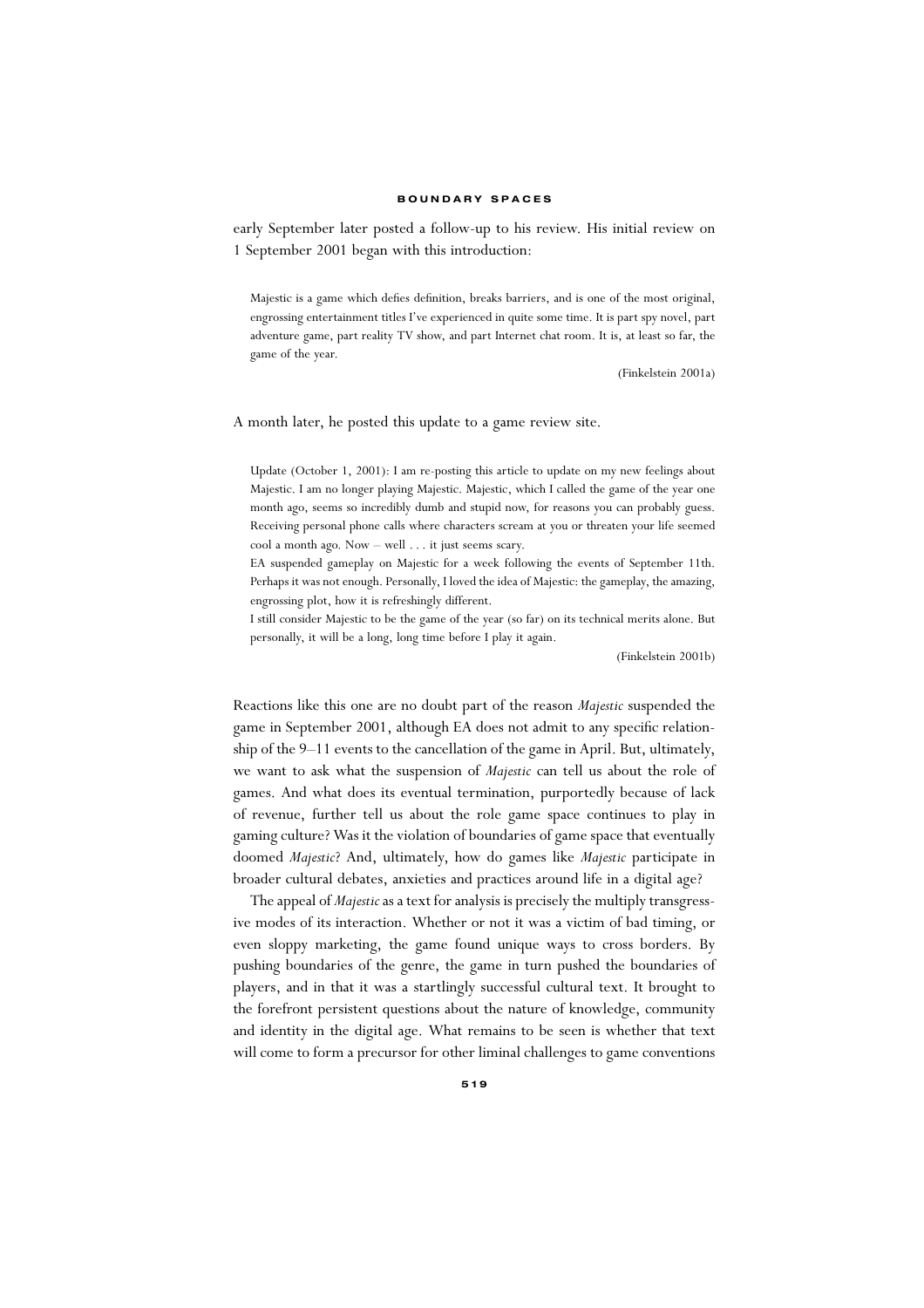early September later posted a follow-up to his review. His initial review on 1 September 2001 began with this introduction:

> Majestic is a game which defies definition, breaks barriers, and is one of the most original, engrossing entertainment titles I've experienced in quite some time. It is part spy novel, part adventure game, part reality TV show, and part Internet chat room. It is, at least so far, the game of the year.
>
> (Finkelstein 2001a)

A month later, he posted this update to a game review site.

> Update (October 1, 2001): I am re-posting this article to update on my new feelings about Majestic. I am no longer playing Majestic. Majestic, which I called the game of the year one month ago, seems so incredibly dumb and stupid now, for reasons you can probably guess. Receiving personal phone calls where characters scream at you or threaten your life seemed cool a month ago. Now – well . . . it just seems scary.
>
> EA suspended gameplay on Majestic for a week following the events of September 11th. Perhaps it was not enough. Personally, I loved the idea of Majestic: the gameplay, the amazing, engrossing plot, how it is refreshingly different.
>
> I still consider Majestic to be the game of the year (so far) on its technical merits alone. But personally, it will be a long, long time before I play it again.
>
> (Finkelstein 2001b)

Reactions like this one are no doubt part of the reason *Majestic* suspended the game in September 2001, although EA does not admit to any specific relationship of the 9–11 events to the cancellation of the game in April. But, ultimately, we want to ask what the suspension of *Majestic* can tell us about the role of games. And what does its eventual termination, purportedly because of lack of revenue, further tell us about the role game space continues to play in gaming culture? Was it the violation of boundaries of game space that eventually doomed *Majestic*? And, ultimately, how do games like *Majestic* participate in broader cultural debates, anxieties and practices around life in a digital age?

The appeal of *Majestic* as a text for analysis is precisely the multiply transgressive modes of its interaction. Whether or not it was a victim of bad timing, or even sloppy marketing, the game found unique ways to cross borders. By pushing boundaries of the genre, the game in turn pushed the boundaries of players, and in that it was a startlingly successful cultural text. It brought to the forefront persistent questions about the nature of knowledge, community and identity in the digital age. What remains to be seen is whether that text will come to form a precursor for other liminal challenges to game conventions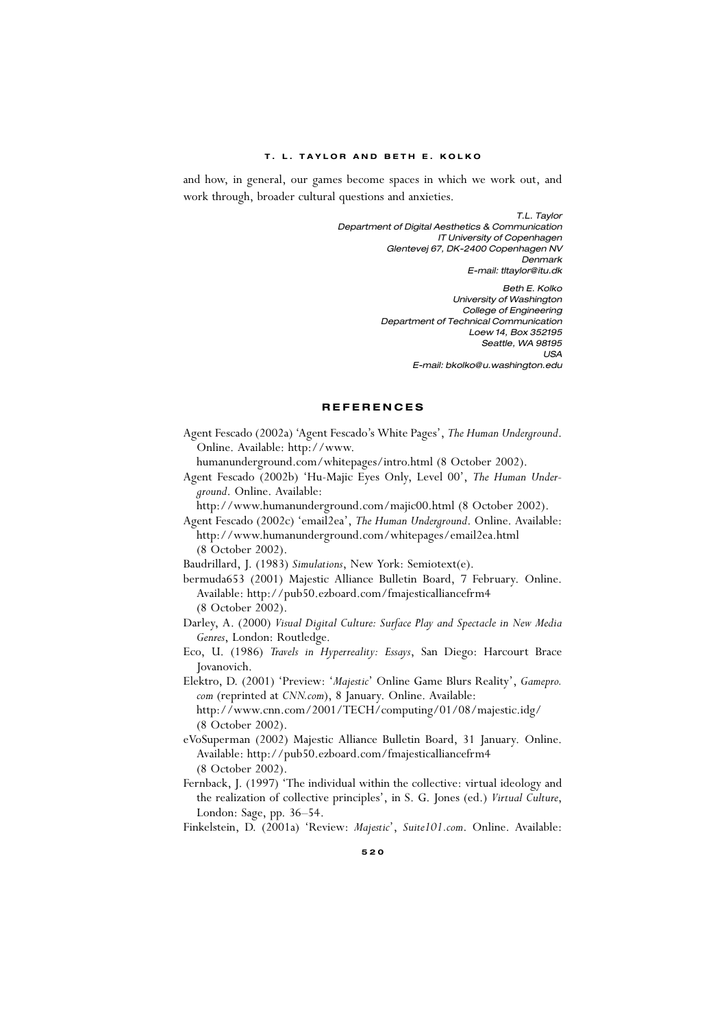and how, in general, our games become spaces in which we work out, and work through, broader cultural questions and anxieties.

*T.L. Taylor*
*Department of Digital Aesthetics & Communication*
*IT University of Copenhagen*
*Glentevej 67, DK-2400 Copenhagen NV*
*Denmark*
*E-mail: tltaylor@itu.dk*

*Beth E. Kolko*
*University of Washington*
*College of Engineering*
*Department of Technical Communication*
*Loew 14, Box 352195*
*Seattle, WA 98195*
*USA*
*E-mail: bkolko@u.washington.edu*

## REFERENCES

Agent Fescado (2002a) 'Agent Fescado's White Pages', *The Human Underground*. Online. Available: http://www.humanunderground.com/whitepages/intro.html (8 October 2002).

Agent Fescado (2002b) 'Hu-Majic Eyes Only, Level 00', *The Human Underground*. Online. Available: http://www.humanunderground.com/majic00.html (8 October 2002).

Agent Fescado (2002c) 'email2ea', *The Human Underground*. Online. Available: http://www.humanunderground.com/whitepages/email2ea.html (8 October 2002).

Baudrillard, J. (1983) *Simulations*, New York: Semiotext(e).

bermuda653 (2001) Majestic Alliance Bulletin Board, 7 February. Online. Available: http://pub50.ezboard.com/fmajesticalliancefrm4 (8 October 2002).

Darley, A. (2000) *Visual Digital Culture: Surface Play and Spectacle in New Media Genres*, London: Routledge.

Eco, U. (1986) *Travels in Hyperreality: Essays*, San Diego: Harcourt Brace Jovanovich.

Elektro, D. (2001) 'Preview: '*Majestic*' Online Game Blurs Reality', *Gamepro.com* (reprinted at *CNN.com*), 8 January. Online. Available: http://www.cnn.com/2001/TECH/computing/01/08/majestic.idg/ (8 October 2002).

eVoSuperman (2002) Majestic Alliance Bulletin Board, 31 January. Online. Available: http://pub50.ezboard.com/fmajesticalliancefrm4 (8 October 2002).

Fernback, J. (1997) 'The individual within the collective: virtual ideology and the realization of collective principles', in S. G. Jones (ed.) *Virtual Culture*, London: Sage, pp. 36–54.

Finkelstein, D. (2001a) 'Review: *Majestic*', *Suite101.com*. Online. Available: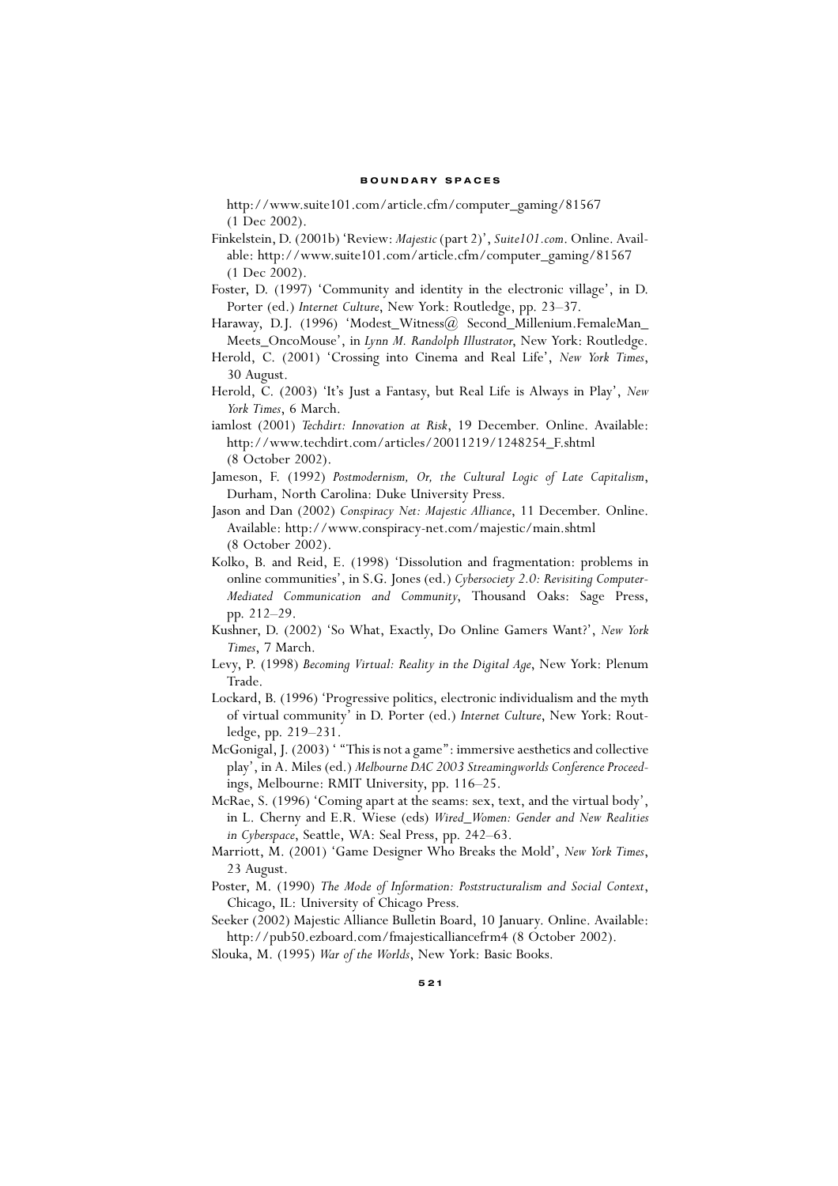http://www.suite101.com/article.cfm/computer_gaming/81567 (1 Dec 2002).

Finkelstein, D. (2001b) 'Review: *Majestic* (part 2)', *Suite101.com*. Online. Available: http://www.suite101.com/article.cfm/computer_gaming/81567 (1 Dec 2002).

Foster, D. (1997) 'Community and identity in the electronic village', in D. Porter (ed.) *Internet Culture*, New York: Routledge, pp. 23–37.

Haraway, D.J. (1996) 'Modest_Witness@ Second_Millenium.FemaleMan_Meets_OncoMouse', in *Lynn M. Randolph Illustrator*, New York: Routledge.

Herold, C. (2001) 'Crossing into Cinema and Real Life', *New York Times*, 30 August.

Herold, C. (2003) 'It's Just a Fantasy, but Real Life is Always in Play', *New York Times*, 6 March.

iamlost (2001) *Techdirt: Innovation at Risk*, 19 December. Online. Available: http://www.techdirt.com/articles/20011219/1248254_F.shtml (8 October 2002).

Jameson, F. (1992) *Postmodernism, Or, the Cultural Logic of Late Capitalism*, Durham, North Carolina: Duke University Press.

Jason and Dan (2002) *Conspiracy Net: Majestic Alliance*, 11 December. Online. Available: http://www.conspiracy-net.com/majestic/main.shtml (8 October 2002).

Kolko, B. and Reid, E. (1998) 'Dissolution and fragmentation: problems in online communities', in S.G. Jones (ed.) *Cybersociety 2.0: Revisiting Computer-Mediated Communication and Community*, Thousand Oaks: Sage Press, pp. 212–29.

Kushner, D. (2002) 'So What, Exactly, Do Online Gamers Want?', *New York Times*, 7 March.

Levy, P. (1998) *Becoming Virtual: Reality in the Digital Age*, New York: Plenum Trade.

Lockard, B. (1996) 'Progressive politics, electronic individualism and the myth of virtual community' in D. Porter (ed.) *Internet Culture*, New York: Routledge, pp. 219–231.

McGonigal, J. (2003) ' "This is not a game": immersive aesthetics and collective play', in A. Miles (ed.) *Melbourne DAC 2003 Streamingworlds Conference Proceedings*, Melbourne: RMIT University, pp. 116–25.

McRae, S. (1996) 'Coming apart at the seams: sex, text, and the virtual body', in L. Cherny and E.R. Wiese (eds) *Wired_Women: Gender and New Realities in Cyberspace*, Seattle, WA: Seal Press, pp. 242–63.

Marriott, M. (2001) 'Game Designer Who Breaks the Mold', *New York Times*, 23 August.

Poster, M. (1990) *The Mode of Information: Poststructuralism and Social Context*, Chicago, IL: University of Chicago Press.

Seeker (2002) Majestic Alliance Bulletin Board, 10 January. Online. Available: http://pub50.ezboard.com/fmajesticalliancefrm4 (8 October 2002).

Slouka, M. (1995) *War of the Worlds*, New York: Basic Books.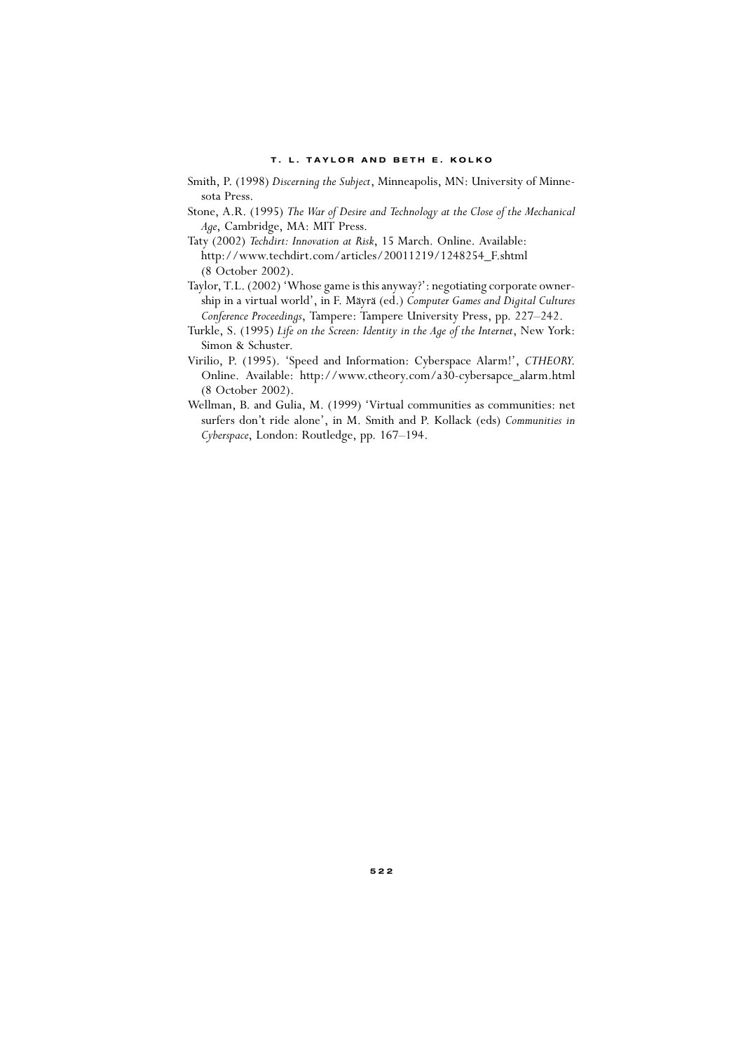Smith, P. (1998) *Discerning the Subject*, Minneapolis, MN: University of Minnesota Press.

Stone, A.R. (1995) *The War of Desire and Technology at the Close of the Mechanical Age*, Cambridge, MA: MIT Press.

Taty (2002) *Techdirt: Innovation at Risk*, 15 March. Online. Available: http://www.techdirt.com/articles/20011219/1248254_F.shtml (8 October 2002).

Taylor, T.L. (2002) 'Whose game is this anyway?': negotiating corporate ownership in a virtual world', in F. Mäyrä (ed.) *Computer Games and Digital Cultures Conference Proceedings*, Tampere: Tampere University Press, pp. 227–242.

Turkle, S. (1995) *Life on the Screen: Identity in the Age of the Internet*, New York: Simon & Schuster.

Virilio, P. (1995). 'Speed and Information: Cyberspace Alarm!', *CTHEORY*. Online. Available: http://www.ctheory.com/a30-cybersapce_alarm.html (8 October 2002).

Wellman, B. and Gulia, M. (1999) 'Virtual communities as communities: net surfers don't ride alone', in M. Smith and P. Kollack (eds) *Communities in Cyberspace*, London: Routledge, pp. 167–194.